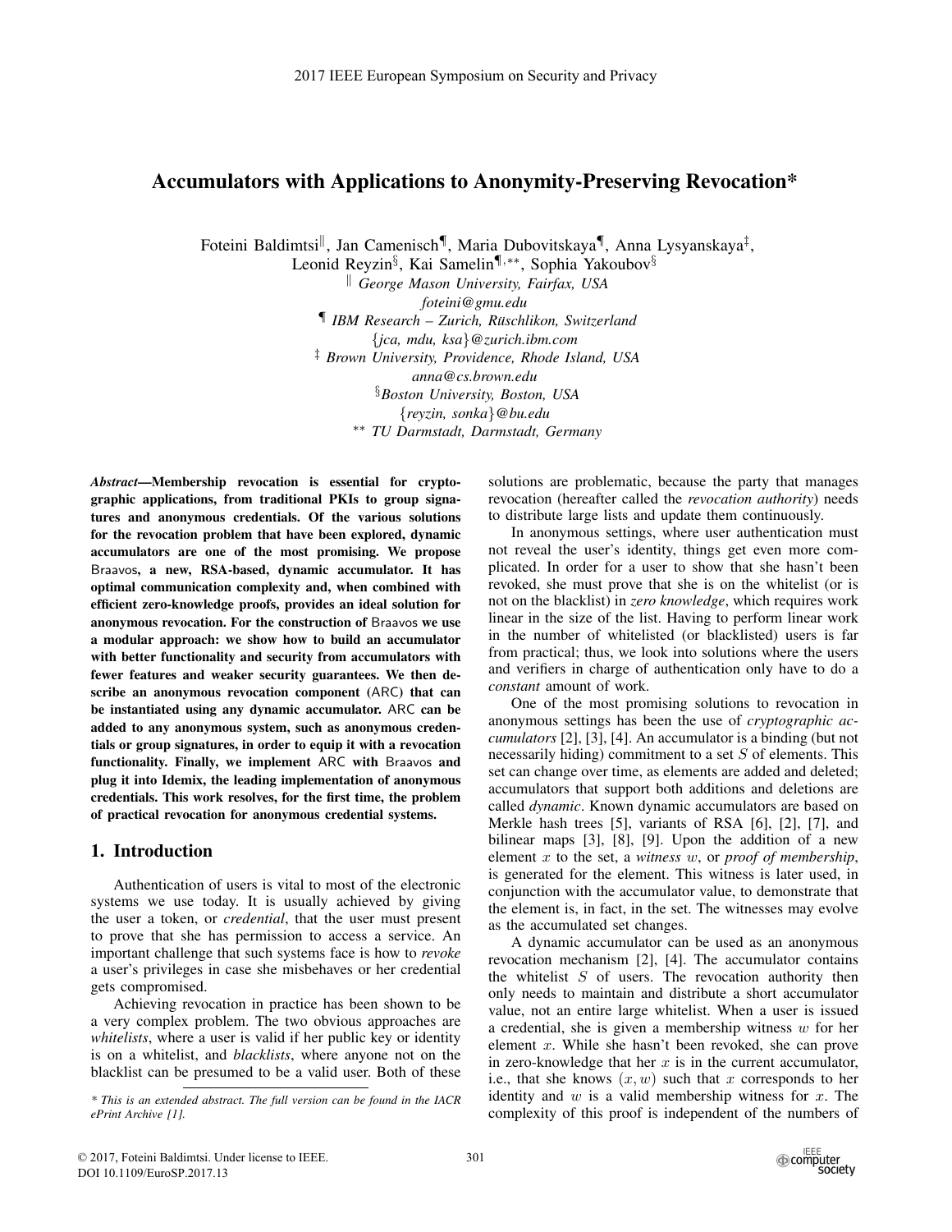// Accumulators with Applications to Anonymity-Preserving Revocation*

Foteini Baldimtsi[‖], Jan Camenisch[¶], Maria Dubovitskaya[¶], Anna Lysyanskaya[‡], Leonid Reyzin[§], Kai Samelin[¶,**], Sophia Yakoubov[§]

[‖] *George Mason University, Fairfax, USA*
*foteini@gmu.edu*

[¶] *IBM Research – Zurich, Rüschlikon, Switzerland*
*{jca, mdu, ksa}@zurich.ibm.com*

[‡] *Brown University, Providence, Rhode Island, USA*
*anna@cs.brown.edu*

[§] *Boston University, Boston, USA*
*{reyzin, sonka}@bu.edu*

[**] *TU Darmstadt, Darmstadt, Germany*

***Abstract*—Membership revocation is essential for cryptographic applications, from traditional PKIs to group signatures and anonymous credentials. Of the various solutions for the revocation problem that have been explored, dynamic accumulators are one of the most promising. We propose Braavos, a new, RSA-based, dynamic accumulator. It has optimal communication complexity and, when combined with efficient zero-knowledge proofs, provides an ideal solution for anonymous revocation. For the construction of Braavos we use a modular approach: we show how to build an accumulator with better functionality and security from accumulators with fewer features and weaker security guarantees. We then describe an anonymous revocation component (ARC) that can be instantiated using any dynamic accumulator. ARC can be added to any anonymous system, such as anonymous credentials or group signatures, in order to equip it with a revocation functionality. Finally, we implement ARC with Braavos and plug it into Idemix, the leading implementation of anonymous credentials. This work resolves, for the first time, the problem of practical revocation for anonymous credential systems.**

## 1. Introduction

Authentication of users is vital to most of the electronic systems we use today. It is usually achieved by giving the user a token, or *credential*, that the user must present to prove that she has permission to access a service. An important challenge that such systems face is how to *revoke* a user's privileges in case she misbehaves or her credential gets compromised.

Achieving revocation in practice has been shown to be a very complex problem. The two obvious approaches are *whitelists*, where a user is valid if her public key or identity is on a whitelist, and *blacklists*, where anyone not on the blacklist can be presumed to be a valid user. Both of these solutions are problematic, because the party that manages revocation (hereafter called the *revocation authority*) needs to distribute large lists and update them continuously.

In anonymous settings, where user authentication must not reveal the user's identity, things get even more complicated. In order for a user to show that she hasn't been revoked, she must prove that she is on the whitelist (or is not on the blacklist) in *zero knowledge*, which requires work linear in the size of the list. Having to perform linear work in the number of whitelisted (or blacklisted) users is far from practical; thus, we look into solutions where the users and verifiers in charge of authentication only have to do a *constant* amount of work.

One of the most promising solutions to revocation in anonymous settings has been the use of *cryptographic accumulators* [2], [3], [4]. An accumulator is a binding (but not necessarily hiding) commitment to a set $S$ of elements. This set can change over time, as elements are added and deleted; accumulators that support both additions and deletions are called *dynamic*. Known dynamic accumulators are based on Merkle hash trees [5], variants of RSA [6], [2], [7], and bilinear maps [3], [8], [9]. Upon the addition of a new element $x$ to the set, a *witness* $w$, or *proof of membership*, is generated for the element. This witness is later used, in conjunction with the accumulator value, to demonstrate that the element is, in fact, in the set. The witnesses may evolve as the accumulated set changes.

A dynamic accumulator can be used as an anonymous revocation mechanism [2], [4]. The accumulator contains the whitelist $S$ of users. The revocation authority then only needs to maintain and distribute a short accumulator value, not an entire large whitelist. When a user is issued a credential, she is given a membership witness $w$ for her element $x$. While she hasn't been revoked, she can prove in zero-knowledge that her $x$ is in the current accumulator, i.e., that she knows $(x, w)$ such that $x$ corresponds to her identity and $w$ is a valid membership witness for $x$. The complexity of this proof is independent of the numbers of

\* *This is an extended abstract. The full version can be found in the IACR ePrint Archive [1].*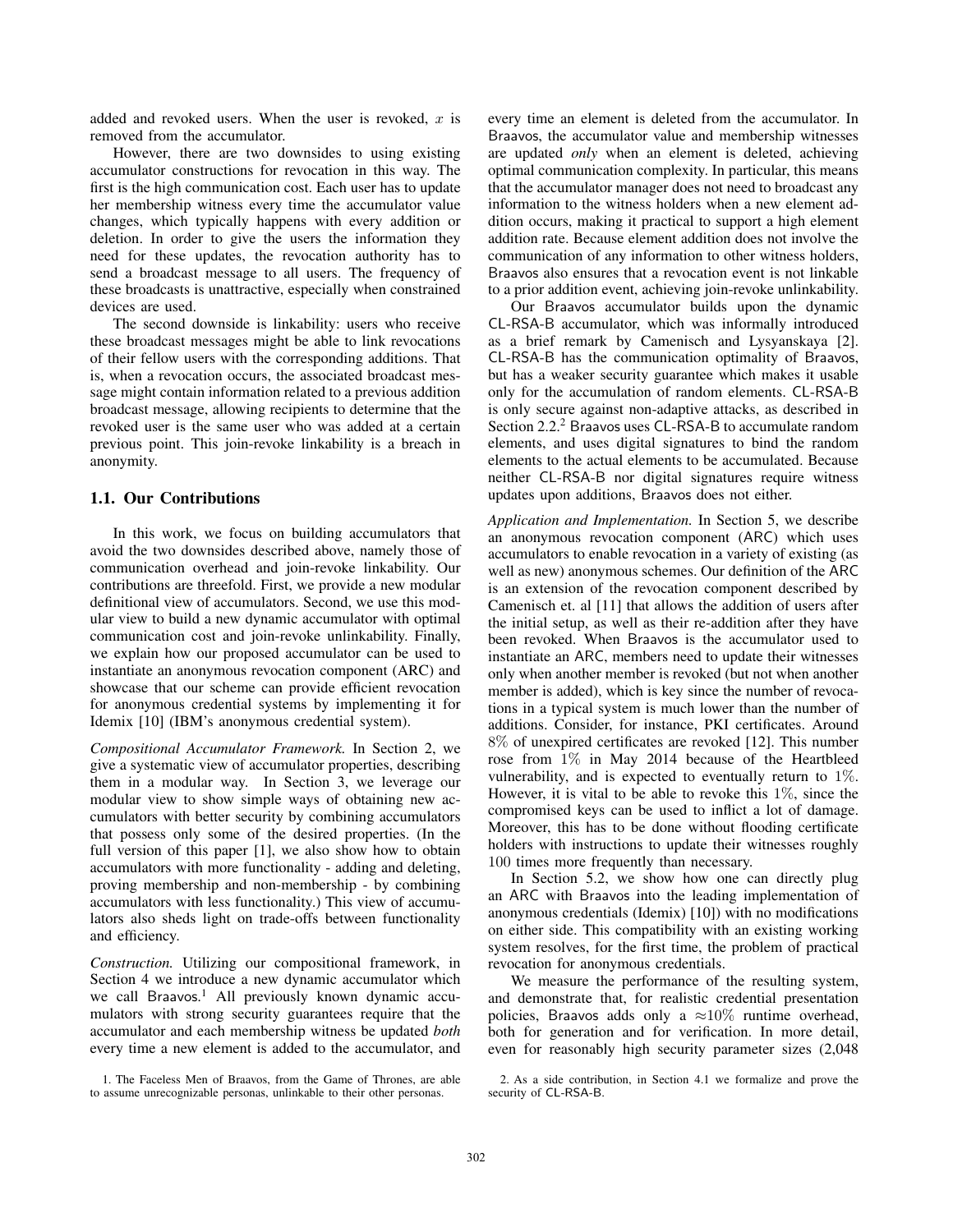added and revoked users. When the user is revoked, $x$ is removed from the accumulator.

However, there are two downsides to using existing accumulator constructions for revocation in this way. The first is the high communication cost. Each user has to update her membership witness every time the accumulator value changes, which typically happens with every addition or deletion. In order to give the users the information they need for these updates, the revocation authority has to send a broadcast message to all users. The frequency of these broadcasts is unattractive, especially when constrained devices are used.

The second downside is linkability: users who receive these broadcast messages might be able to link revocations of their fellow users with the corresponding additions. That is, when a revocation occurs, the associated broadcast message might contain information related to a previous addition broadcast message, allowing recipients to determine that the revoked user is the same user who was added at a certain previous point. This join-revoke linkability is a breach in anonymity.

### 1.1. Our Contributions

In this work, we focus on building accumulators that avoid the two downsides described above, namely those of communication overhead and join-revoke linkability. Our contributions are threefold. First, we provide a new modular definitional view of accumulators. Second, we use this modular view to build a new dynamic accumulator with optimal communication cost and join-revoke unlinkability. Finally, we explain how our proposed accumulator can be used to instantiate an anonymous revocation component (ARC) and showcase that our scheme can provide efficient revocation for anonymous credential systems by implementing it for Idemix [10] (IBM's anonymous credential system).

*Compositional Accumulator Framework.* In Section 2, we give a systematic view of accumulator properties, describing them in a modular way. In Section 3, we leverage our modular view to show simple ways of obtaining new accumulators with better security by combining accumulators that possess only some of the desired properties. (In the full version of this paper [1], we also show how to obtain accumulators with more functionality - adding and deleting, proving membership and non-membership - by combining accumulators with less functionality.) This view of accumulators also sheds light on trade-offs between functionality and efficiency.

*Construction.* Utilizing our compositional framework, in Section 4 we introduce a new dynamic accumulator which we call Braavos.[1] All previously known dynamic accumulators with strong security guarantees require that the accumulator and each membership witness be updated *both* every time a new element is added to the accumulator, and every time an element is deleted from the accumulator. In Braavos, the accumulator value and membership witnesses are updated *only* when an element is deleted, achieving optimal communication complexity. In particular, this means that the accumulator manager does not need to broadcast any information to the witness holders when a new element addition occurs, making it practical to support a high element addition rate. Because element addition does not involve the communication of any information to other witness holders, Braavos also ensures that a revocation event is not linkable to a prior addition event, achieving join-revoke unlinkability.

Our Braavos accumulator builds upon the dynamic CL-RSA-B accumulator, which was informally introduced as a brief remark by Camenisch and Lysyanskaya [2]. CL-RSA-B has the communication optimality of Braavos, but has a weaker security guarantee which makes it usable only for the accumulation of random elements. CL-RSA-B is only secure against non-adaptive attacks, as described in Section 2.2.[2] Braavos uses CL-RSA-B to accumulate random elements, and uses digital signatures to bind the random elements to the actual elements to be accumulated. Because neither CL-RSA-B nor digital signatures require witness updates upon additions, Braavos does not either.

*Application and Implementation.* In Section 5, we describe an anonymous revocation component (ARC) which uses accumulators to enable revocation in a variety of existing (as well as new) anonymous schemes. Our definition of the ARC is an extension of the revocation component described by Camenisch et. al [11] that allows the addition of users after the initial setup, as well as their re-addition after they have been revoked. When Braavos is the accumulator used to instantiate an ARC, members need to update their witnesses only when another member is revoked (but not when another member is added), which is key since the number of revocations in a typical system is much lower than the number of additions. Consider, for instance, PKI certificates. Around 8% of unexpired certificates are revoked [12]. This number rose from 1% in May 2014 because of the Heartbleed vulnerability, and is expected to eventually return to 1%. However, it is vital to be able to revoke this 1%, since the compromised keys can be used to inflict a lot of damage. Moreover, this has to be done without flooding certificate holders with instructions to update their witnesses roughly 100 times more frequently than necessary.

In Section 5.2, we show how one can directly plug an ARC with Braavos into the leading implementation of anonymous credentials (Idemix) [10]) with no modifications on either side. This compatibility with an existing working system resolves, for the first time, the problem of practical revocation for anonymous credentials.

We measure the performance of the resulting system, and demonstrate that, for realistic credential presentation policies, Braavos adds only a ≈10% runtime overhead, both for generation and for verification. In more detail, even for reasonably high security parameter sizes (2,048

1. The Faceless Men of Braavos, from the Game of Thrones, are able to assume unrecognizable personas, unlinkable to their other personas.

2. As a side contribution, in Section 4.1 we formalize and prove the security of CL-RSA-B.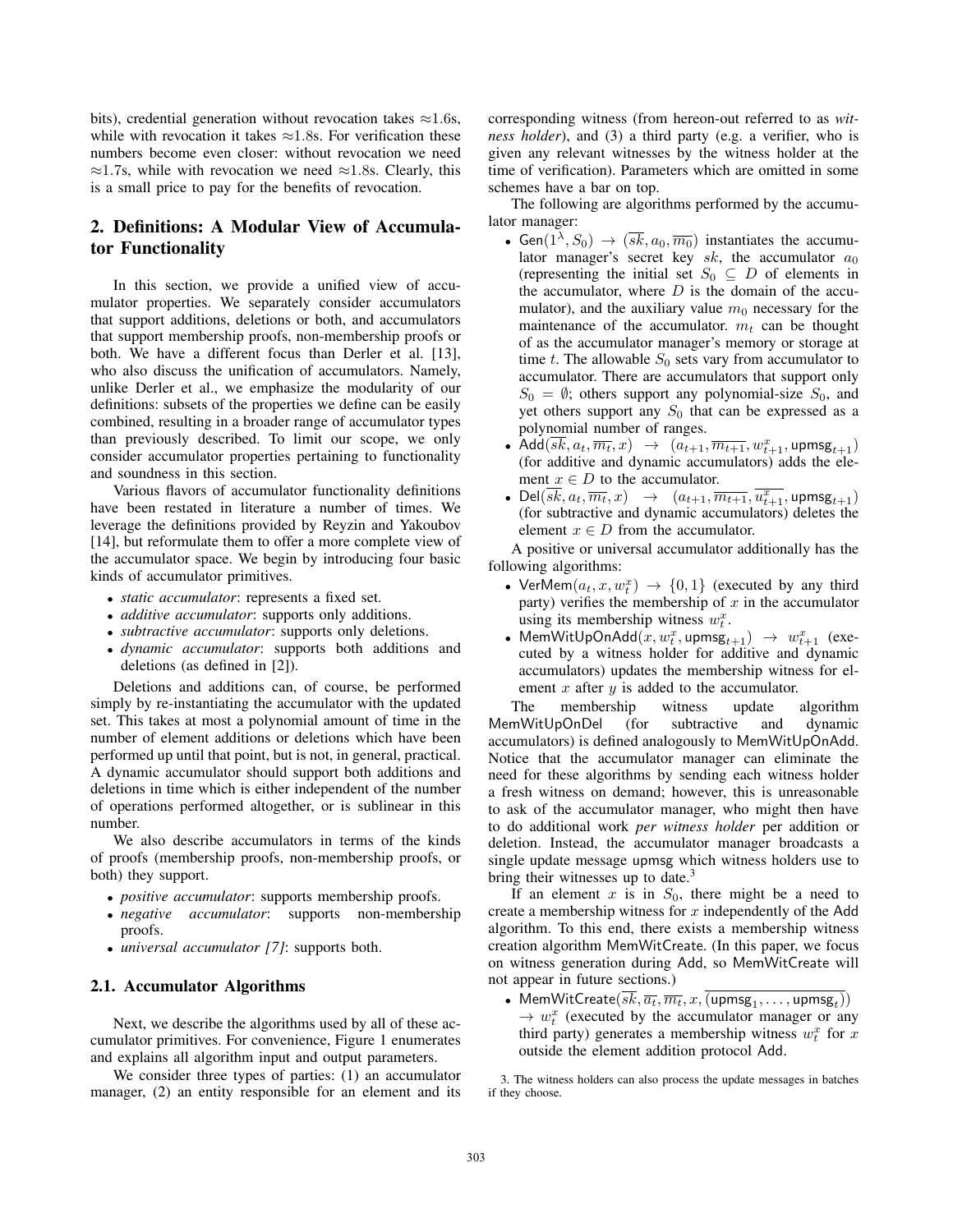bits), credential generation without revocation takes ≈1.6s, while with revocation it takes ≈1.8s. For verification these numbers become even closer: without revocation we need ≈1.7s, while with revocation we need ≈1.8s. Clearly, this is a small price to pay for the benefits of revocation.

## 2. Definitions: A Modular View of Accumulator Functionality

In this section, we provide a unified view of accumulator properties. We separately consider accumulators that support additions, deletions or both, and accumulators that support membership proofs, non-membership proofs or both. We have a different focus than Derler et al. [13], who also discuss the unification of accumulators. Namely, unlike Derler et al., we emphasize the modularity of our definitions: subsets of the properties we define can be easily combined, resulting in a broader range of accumulator types than previously described. To limit our scope, we only consider accumulator properties pertaining to functionality and soundness in this section.

Various flavors of accumulator functionality definitions have been restated in literature a number of times. We leverage the definitions provided by Reyzin and Yakoubov [14], but reformulate them to offer a more complete view of the accumulator space. We begin by introducing four basic kinds of accumulator primitives.

- *static accumulator*: represents a fixed set.
- *additive accumulator*: supports only additions.
- *subtractive accumulator*: supports only deletions.
- *dynamic accumulator*: supports both additions and deletions (as defined in [2]).

Deletions and additions can, of course, be performed simply by re-instantiating the accumulator with the updated set. This takes at most a polynomial amount of time in the number of element additions or deletions which have been performed up until that point, but is not, in general, practical. A dynamic accumulator should support both additions and deletions in time which is either independent of the number of operations performed altogether, or is sublinear in this number.

We also describe accumulators in terms of the kinds of proofs (membership proofs, non-membership proofs, or both) they support.

- *positive accumulator*: supports membership proofs.
- *negative accumulator*: supports non-membership proofs.
- *universal accumulator [7]*: supports both.

### 2.1. Accumulator Algorithms

Next, we describe the algorithms used by all of these accumulator primitives. For convenience, Figure 1 enumerates and explains all algorithm input and output parameters.

We consider three types of parties: (1) an accumulator manager, (2) an entity responsible for an element and its corresponding witness (from hereon-out referred to as *witness holder*), and (3) a third party (e.g. a verifier, who is given any relevant witnesses by the witness holder at the time of verification). Parameters which are omitted in some schemes have a bar on top.

The following are algorithms performed by the accumulator manager:

- $\mathsf{Gen}(1^\lambda, S_0) \rightarrow (\overline{sk}, a_0, \overline{m_0})$ instantiates the accumulator manager's secret key $sk$, the accumulator $a_0$ (representing the initial set $S_0 \subseteq D$ of elements in the accumulator, where $D$ is the domain of the accumulator), and the auxiliary value $m_0$ necessary for the maintenance of the accumulator. $m_t$ can be thought of as the accumulator manager's memory or storage at time $t$. The allowable $S_0$ sets vary from accumulator to accumulator. There are accumulators that support only $S_0 = \emptyset$; others support any polynomial-size $S_0$, and yet others support any $S_0$ that can be expressed as a polynomial number of ranges.
- $\mathsf{Add}(\overline{sk}, a_t, \overline{m_t}, x) \rightarrow (a_{t+1}, \overline{m_{t+1}}, w^x_{t+1}, \mathsf{upmsg}_{t+1})$ (for additive and dynamic accumulators) adds the element $x \in D$ to the accumulator.
- $\mathsf{Del}(\overline{sk}, a_t, \overline{m_t}, x) \rightarrow (a_{t+1}, \overline{m_{t+1}}, \overline{u^x_{t+1}}, \mathsf{upmsg}_{t+1})$ (for subtractive and dynamic accumulators) deletes the element $x \in D$ from the accumulator.

A positive or universal accumulator additionally has the following algorithms:

- $\mathsf{VerMem}(a_t, x, w^x_t) \rightarrow \{0, 1\}$ (executed by any third party) verifies the membership of $x$ in the accumulator using its membership witness $w^x_t$.
- $\mathsf{MemWitUpOnAdd}(x, w^x_t, \mathsf{upmsg}_{t+1}) \rightarrow w^x_{t+1}$ (executed by a witness holder for additive and dynamic accumulators) updates the membership witness for element $x$ after $y$ is added to the accumulator.

The membership witness update algorithm $\mathsf{MemWitUpOnDel}$ (for subtractive and dynamic accumulators) is defined analogously to $\mathsf{MemWitUpOnAdd}$. Notice that the accumulator manager can eliminate the need for these algorithms by sending each witness holder a fresh witness on demand; however, this is unreasonable to ask of the accumulator manager, who might then have to do additional work *per witness holder* per addition or deletion. Instead, the accumulator manager broadcasts a single update message upmsg which witness holders use to bring their witnesses up to date.[3]

If an element $x$ is in $S_0$, there might be a need to create a membership witness for $x$ independently of the Add algorithm. To this end, there exists a membership witness creation algorithm MemWitCreate. (In this paper, we focus on witness generation during Add, so MemWitCreate will not appear in future sections.)

- $\mathsf{MemWitCreate}(\overline{sk}, \overline{a_t}, \overline{m_t}, x, \overline{(\mathsf{upmsg}_1, \ldots, \mathsf{upmsg}_t)}) \rightarrow w^x_t$ (executed by the accumulator manager or any third party) generates a membership witness $w^x_t$ for $x$ outside the element addition protocol Add.

3. The witness holders can also process the update messages in batches if they choose.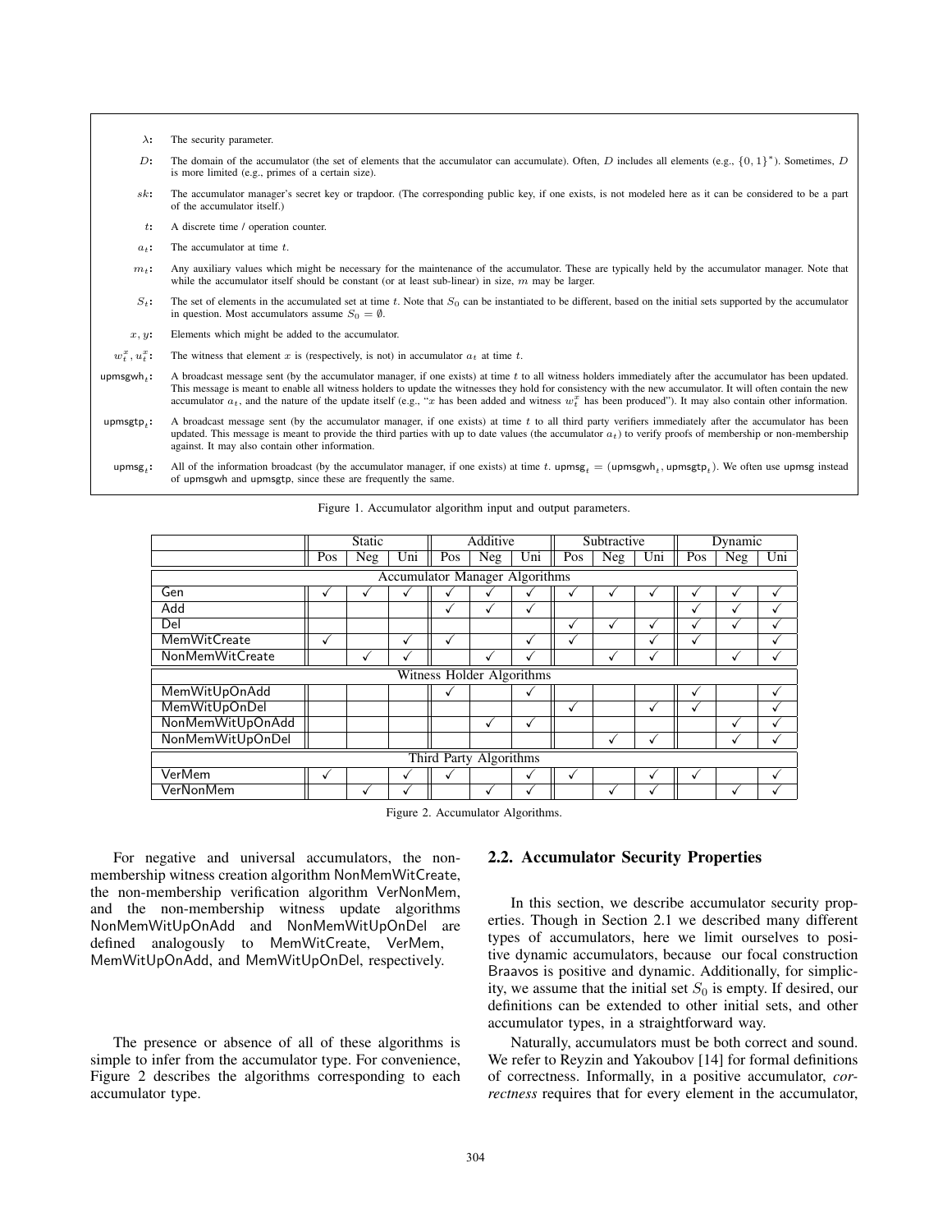| | |
|---|---|
| $\lambda$: | The security parameter. |
| $D$: | The domain of the accumulator (the set of elements that the accumulator can accumulate). Often, $D$ includes all elements (e.g., $\{0,1\}^*$). Sometimes, $D$ is more limited (e.g., primes of a certain size). |
| $sk$: | The accumulator manager's secret key or trapdoor. (The corresponding public key, if one exists, is not modeled here as it can be considered to be a part of the accumulator itself.) |
| $t$: | A discrete time / operation counter. |
| $a_t$: | The accumulator at time $t$. |
| $m_t$: | Any auxiliary values which might be necessary for the maintenance of the accumulator. These are typically held by the accumulator manager. Note that while the accumulator itself should be constant (or at least sub-linear) in size, $m$ may be larger. |
| $S_t$: | The set of elements in the accumulated set at time $t$. Note that $S_0$ can be instantiated to be different, based on the initial sets supported by the accumulator in question. Most accumulators assume $S_0 = \emptyset$. |
| $x, y$: | Elements which might be added to the accumulator. |
| $w_t^x, u_t^x$: | The witness that element $x$ is (respectively, is not) in accumulator $a_t$ at time $t$. |
| $\mathsf{upmsgwh}_t$: | A broadcast message sent (by the accumulator manager, if one exists) at time $t$ to all witness holders immediately after the accumulator has been updated. This message is meant to enable all witness holders to update the witnesses they hold for consistency with the new accumulator. It will often contain the new accumulator $a_t$, and the nature of the update itself (e.g., "$x$ has been added and witness $w_t^x$ has been produced"). It may also contain other information. |
| $\mathsf{upmsgtp}_t$: | A broadcast message sent (by the accumulator manager, if one exists) at time $t$ to all third party verifiers immediately after the accumulator has been updated. This message is meant to provide the third parties with up to date values (the accumulator $a_t$) to verify proofs of membership or non-membership against. It may also contain other information. |
| $\mathsf{upmsg}_t$: | All of the information broadcast (by the accumulator manager, if one exists) at time $t$. $\mathsf{upmsg}_t = (\mathsf{upmsgwh}_t, \mathsf{upmsgtp}_t)$. We often use upmsg instead of upmsgwh and upmsgtp, since these are frequently the same. |

Figure 1. Accumulator algorithm input and output parameters.

| | Static | | | Additive | | | Subtractive | | | Dynamic | | |
|---|---|---|---|---|---|---|---|---|---|---|---|---|
| | Pos | Neg | Uni | Pos | Neg | Uni | Pos | Neg | Uni | Pos | Neg | Uni |
| **Accumulator Manager Algorithms** | | | | | | | | | | | | |
| Gen | ✓ | ✓ | ✓ | ✓ | ✓ | ✓ | ✓ | ✓ | ✓ | ✓ | ✓ | ✓ |
| Add | | | | ✓ | ✓ | ✓ | | | | ✓ | ✓ | ✓ |
| Del | | | | | | | ✓ | ✓ | ✓ | ✓ | ✓ | ✓ |
| MemWitCreate | ✓ | | ✓ | ✓ | | ✓ | ✓ | | ✓ | ✓ | | ✓ |
| NonMemWitCreate | | ✓ | ✓ | | ✓ | ✓ | | ✓ | ✓ | | ✓ | ✓ |
| **Witness Holder Algorithms** | | | | | | | | | | | | |
| MemWitUpOnAdd | | | | ✓ | | ✓ | | | | ✓ | | ✓ |
| MemWitUpOnDel | | | | | | | ✓ | | ✓ | ✓ | | ✓ |
| NonMemWitUpOnAdd | | | | | ✓ | ✓ | | | | | ✓ | ✓ |
| NonMemWitUpOnDel | | | | | | | | ✓ | ✓ | | ✓ | ✓ |
| **Third Party Algorithms** | | | | | | | | | | | | |
| VerMem | ✓ | | ✓ | ✓ | | ✓ | ✓ | | ✓ | ✓ | | ✓ |
| VerNonMem | | ✓ | ✓ | | ✓ | ✓ | | ✓ | ✓ | | ✓ | ✓ |

Figure 2. Accumulator Algorithms.

For negative and universal accumulators, the non-membership witness creation algorithm NonMemWitCreate, the non-membership verification algorithm VerNonMem, and the non-membership witness update algorithms NonMemWitUpOnAdd and NonMemWitUpOnDel are defined analogously to MemWitCreate, VerMem, MemWitUpOnAdd, and MemWitUpOnDel, respectively.

The presence or absence of all of these algorithms is simple to infer from the accumulator type. For convenience, Figure 2 describes the algorithms corresponding to each accumulator type.

## 2.2. Accumulator Security Properties

In this section, we describe accumulator security properties. Though in Section 2.1 we described many different types of accumulators, here we limit ourselves to positive dynamic accumulators, because our focal construction Braavos is positive and dynamic. Additionally, for simplicity, we assume that the initial set $S_0$ is empty. If desired, our definitions can be extended to other initial sets, and other accumulator types, in a straightforward way.

Naturally, accumulators must be both correct and sound. We refer to Reyzin and Yakoubov [14] for formal definitions of correctness. Informally, in a positive accumulator, *correctness* requires that for every element in the accumulator,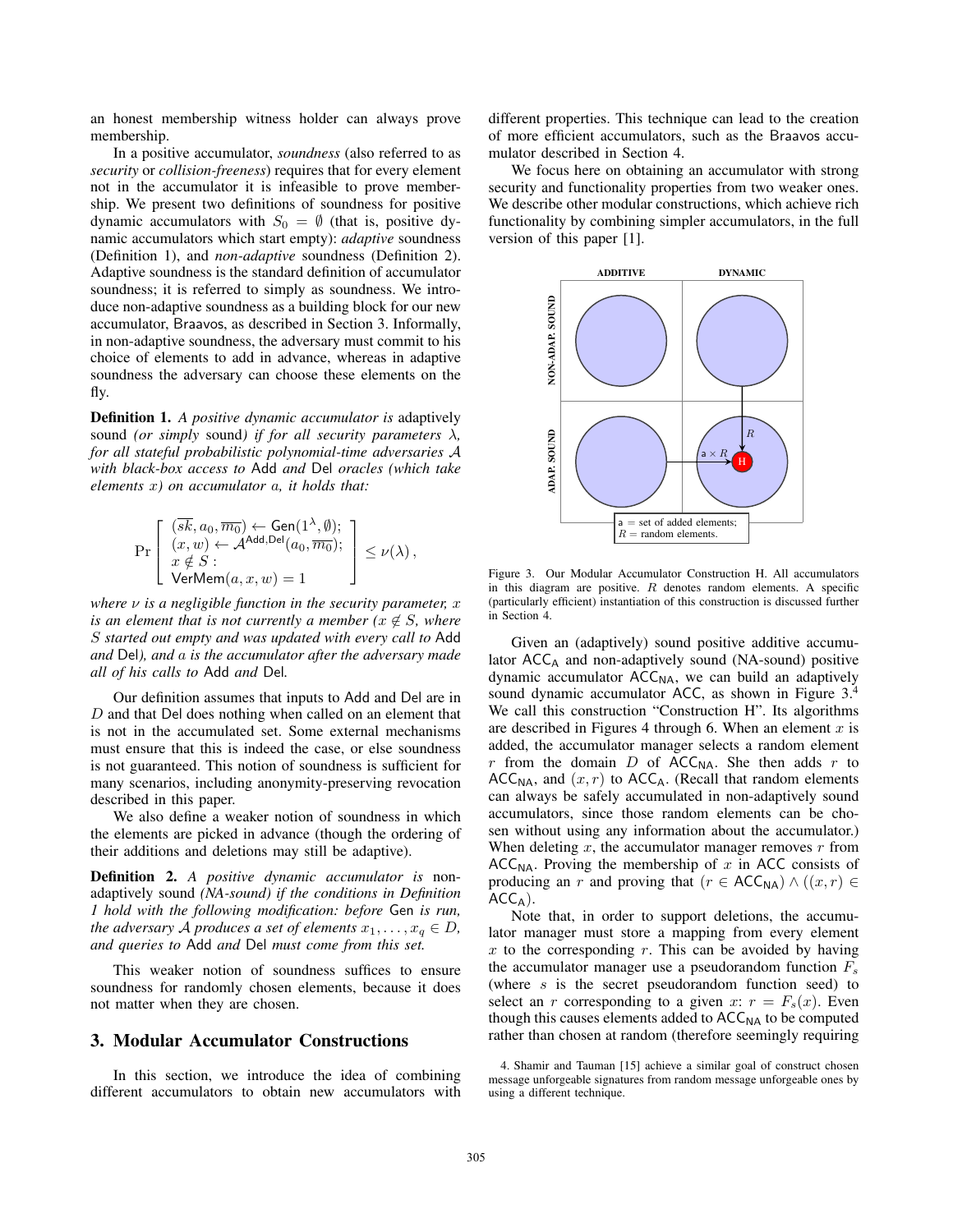an honest membership witness holder can always prove membership.

In a positive accumulator, *soundness* (also referred to as *security* or *collision-freeness*) requires that for every element not in the accumulator it is infeasible to prove membership. We present two definitions of soundness for positive dynamic accumulators with $S_0 = \emptyset$ (that is, positive dynamic accumulators which start empty): *adaptive* soundness (Definition 1), and *non-adaptive* soundness (Definition 2). Adaptive soundness is the standard definition of accumulator soundness; it is referred to simply as soundness. We introduce non-adaptive soundness as a building block for our new accumulator, Braavos, as described in Section 3. Informally, in non-adaptive soundness, the adversary must commit to his choice of elements to add in advance, whereas in adaptive soundness the adversary can choose these elements on the fly.

**Definition 1.** *A positive dynamic accumulator is* adaptively sound *(or simply* sound*) if for all security parameters $\lambda$, for all stateful probabilistic polynomial-time adversaries $\mathcal{A}$ with black-box access to* Add *and* Del *oracles (which take elements $x$) on accumulator $a$, it holds that:*

$$\Pr\left[\begin{array}{l}(\overline{sk}, a_0, \overline{m_0}) \leftarrow \mathsf{Gen}(1^\lambda, \emptyset);\\ (x, w) \leftarrow \mathcal{A}^{\mathsf{Add},\mathsf{Del}}(a_0, \overline{m_0});\\ x \notin S:\\ \mathsf{VerMem}(a, x, w) = 1\end{array}\right] \leq \nu(\lambda),$$

*where $\nu$ is a negligible function in the security parameter, $x$ is an element that is not currently a member ($x \notin S$, where $S$ started out empty and was updated with every call to* Add *and* Del*), and $a$ is the accumulator after the adversary made all of his calls to* Add *and* Del*.*

Our definition assumes that inputs to Add and Del are in $D$ and that Del does nothing when called on an element that is not in the accumulated set. Some external mechanisms must ensure that this is indeed the case, or else soundness is not guaranteed. This notion of soundness is sufficient for many scenarios, including anonymity-preserving revocation described in this paper.

We also define a weaker notion of soundness in which the elements are picked in advance (though the ordering of their additions and deletions may still be adaptive).

**Definition 2.** *A positive dynamic accumulator is* non-adaptively sound *(NA-sound) if the conditions in Definition 1 hold with the following modification: before* Gen *is run, the adversary $\mathcal{A}$ produces a set of elements $x_1, \ldots, x_q \in D$, and queries to* Add *and* Del *must come from this set.*

This weaker notion of soundness suffices to ensure soundness for randomly chosen elements, because it does not matter when they are chosen.

## 3. Modular Accumulator Constructions

In this section, we introduce the idea of combining different accumulators to obtain new accumulators with different properties. This technique can lead to the creation of more efficient accumulators, such as the Braavos accumulator described in Section 4.

We focus here on obtaining an accumulator with strong security and functionality properties from two weaker ones. We describe other modular constructions, which achieve rich functionality by combining simpler accumulators, in the full version of this paper [1].

Figure 3. Our Modular Accumulator Construction H. All accumulators in this diagram are positive. $R$ denotes random elements. A specific (particularly efficient) instantiation of this construction is discussed further in Section 4.

Given an (adaptively) sound positive additive accumulator $\mathsf{ACC_A}$ and non-adaptively sound (NA-sound) positive dynamic accumulator $\mathsf{ACC_{NA}}$, we can build an adaptively sound dynamic accumulator ACC, as shown in Figure 3.[4] We call this construction "Construction H". Its algorithms are described in Figures 4 through 6. When an element $x$ is added, the accumulator manager selects a random element $r$ from the domain $D$ of $\mathsf{ACC_{NA}}$. She then adds $r$ to $\mathsf{ACC_{NA}}$, and $(x, r)$ to $\mathsf{ACC_A}$. (Recall that random elements can always be safely accumulated in non-adaptively sound accumulators, since those random elements can be chosen without using any information about the accumulator.) When deleting $x$, the accumulator manager removes $r$ from $\mathsf{ACC_{NA}}$. Proving the membership of $x$ in ACC consists of producing an $r$ and proving that $(r \in \mathsf{ACC_{NA}}) \wedge ((x, r) \in \mathsf{ACC_A})$.

Note that, in order to support deletions, the accumulator manager must store a mapping from every element $x$ to the corresponding $r$. This can be avoided by having the accumulator manager use a pseudorandom function $F_s$ (where $s$ is the secret pseudorandom function seed) to select an $r$ corresponding to a given $x$: $r = F_s(x)$. Even though this causes elements added to $\mathsf{ACC_{NA}}$ to be computed rather than chosen at random (therefore seemingly requiring

4. Shamir and Tauman [15] achieve a similar goal of construct chosen message unforgeable signatures from random message unforgeable ones by using a different technique.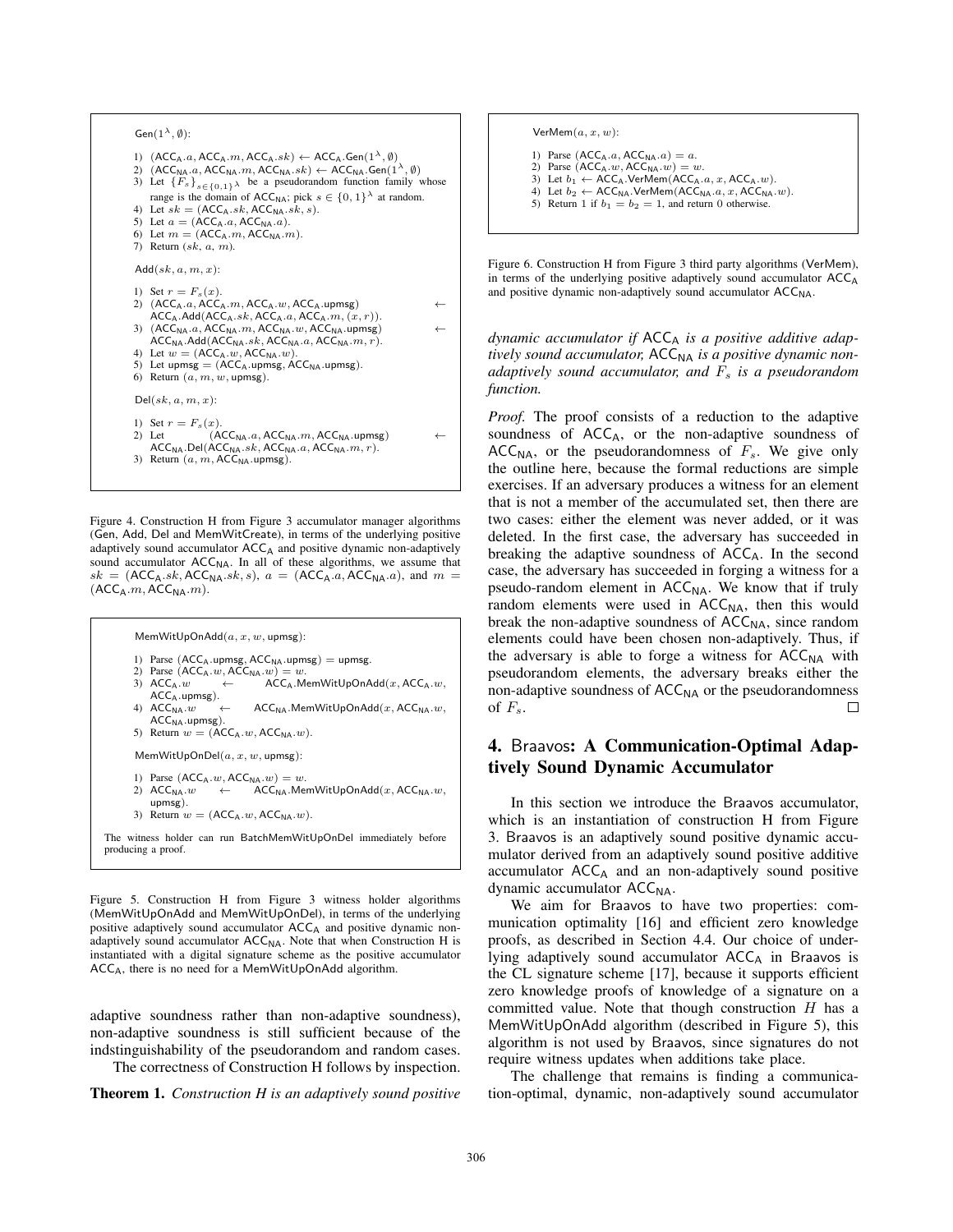$\mathsf{Gen}(1^\lambda, \emptyset)$:

1) $(\mathsf{ACC_A}.a, \mathsf{ACC_A}.m, \mathsf{ACC_A}.sk) \leftarrow \mathsf{ACC_A}.\mathsf{Gen}(1^\lambda, \emptyset)$
2) $(\mathsf{ACC_{NA}}.a, \mathsf{ACC_{NA}}.m, \mathsf{ACC_{NA}}.sk) \leftarrow \mathsf{ACC_{NA}}.\mathsf{Gen}(1^\lambda, \emptyset)$
3) Let $\{F_s\}_{s \in \{0,1\}^\lambda}$ be a pseudorandom function family whose range is the domain of $\mathsf{ACC_{NA}}$; pick $s \in \{0,1\}^\lambda$ at random.
4) Let $sk = (\mathsf{ACC_A}.sk, \mathsf{ACC_{NA}}.sk, s)$.
5) Let $a = (\mathsf{ACC_A}.a, \mathsf{ACC_{NA}}.a)$.
6) Let $m = (\mathsf{ACC_A}.m, \mathsf{ACC_{NA}}.m)$.
7) Return $(sk, a, m)$.

$\mathsf{Add}(sk, a, m, x)$:

1) Set $r = F_s(x)$.
2) $(\mathsf{ACC_A}.a, \mathsf{ACC_A}.m, \mathsf{ACC_A}.w, \mathsf{ACC_A}.\mathsf{upmsg}) \leftarrow \mathsf{ACC_A}.\mathsf{Add}(\mathsf{ACC_A}.sk, \mathsf{ACC_A}.a, \mathsf{ACC_A}.m, (x, r))$.
3) $(\mathsf{ACC_{NA}}.a, \mathsf{ACC_{NA}}.m, \mathsf{ACC_{NA}}.w, \mathsf{ACC_{NA}}.\mathsf{upmsg}) \leftarrow \mathsf{ACC_{NA}}.\mathsf{Add}(\mathsf{ACC_{NA}}.sk, \mathsf{ACC_{NA}}.a, \mathsf{ACC_{NA}}.m, r)$.
4) Let $w = (\mathsf{ACC_A}.w, \mathsf{ACC_{NA}}.w)$.
5) Let $\mathsf{upmsg} = (\mathsf{ACC_A}.\mathsf{upmsg}, \mathsf{ACC_{NA}}.\mathsf{upmsg})$.
6) Return $(a, m, w, \mathsf{upmsg})$.

$\mathsf{Del}(sk, a, m, x)$:

1) Set $r = F_s(x)$.
2) Let $(\mathsf{ACC_{NA}}.a, \mathsf{ACC_{NA}}.m, \mathsf{ACC_{NA}}.\mathsf{upmsg}) \leftarrow \mathsf{ACC_{NA}}.\mathsf{Del}(\mathsf{ACC_{NA}}.sk, \mathsf{ACC_{NA}}.a, \mathsf{ACC_{NA}}.m, r)$.
3) Return $(a, m, \mathsf{ACC_{NA}}.\mathsf{upmsg})$.

Figure 4. Construction H from Figure 3 accumulator manager algorithms (Gen, Add, Del and MemWitCreate), in terms of the underlying positive adaptively sound accumulator $\mathsf{ACC_A}$ and positive dynamic non-adaptively sound accumulator $\mathsf{ACC_{NA}}$. In all of these algorithms, we assume that $sk = (\mathsf{ACC_A}.sk, \mathsf{ACC_{NA}}.sk, s)$, $a = (\mathsf{ACC_A}.a, \mathsf{ACC_{NA}}.a)$, and $m = (\mathsf{ACC_A}.m, \mathsf{ACC_{NA}}.m)$.

$\mathsf{MemWitUpOnAdd}(a, x, w, \mathsf{upmsg})$:

1) Parse $(\mathsf{ACC_A}.\mathsf{upmsg}, \mathsf{ACC_{NA}}.\mathsf{upmsg}) = \mathsf{upmsg}$.
2) Parse $(\mathsf{ACC_A}.w, \mathsf{ACC_{NA}}.w) = w$.
3) $\mathsf{ACC_A}.w \leftarrow \mathsf{ACC_A}.\mathsf{MemWitUpOnAdd}(x, \mathsf{ACC_A}.w, \mathsf{ACC_A}.\mathsf{upmsg})$.
4) $\mathsf{ACC_{NA}}.w \leftarrow \mathsf{ACC_{NA}}.\mathsf{MemWitUpOnAdd}(x, \mathsf{ACC_{NA}}.w, \mathsf{ACC_{NA}}.\mathsf{upmsg})$.
5) Return $w = (\mathsf{ACC_A}.w, \mathsf{ACC_{NA}}.w)$.

$\mathsf{MemWitUpOnDel}(a, x, w, \mathsf{upmsg})$:

1) Parse $(\mathsf{ACC_A}.w, \mathsf{ACC_{NA}}.w) = w$.
2) $\mathsf{ACC_{NA}}.w \leftarrow \mathsf{ACC_{NA}}.\mathsf{MemWitUpOnAdd}(x, \mathsf{ACC_{NA}}.w, \mathsf{upmsg})$.
3) Return $w = (\mathsf{ACC_A}.w, \mathsf{ACC_{NA}}.w)$.

The witness holder can run BatchMemWitUpOnDel immediately before producing a proof.

Figure 5. Construction H from Figure 3 witness holder algorithms (MemWitUpOnAdd and MemWitUpOnDel), in terms of the underlying positive adaptively sound accumulator $\mathsf{ACC_A}$ and positive dynamic non-adaptively sound accumulator $\mathsf{ACC_{NA}}$. Note that when Construction H is instantiated with a digital signature scheme as the positive accumulator $\mathsf{ACC_A}$, there is no need for a MemWitUpOnAdd algorithm.

adaptive soundness rather than non-adaptive soundness), non-adaptive soundness is still sufficient because of the indstinguishability of the pseudorandom and random cases.

The correctness of Construction H follows by inspection.

**Theorem 1.** *Construction H is an adaptively sound positive dynamic accumulator if $\mathsf{ACC_A}$ is a positive additive adaptively sound accumulator, $\mathsf{ACC_{NA}}$ is a positive dynamic non-adaptively sound accumulator, and $F_s$ is a pseudorandom function.*

$\mathsf{VerMem}(a, x, w)$:

1) Parse $(\mathsf{ACC_A}.a, \mathsf{ACC_{NA}}.a) = a$.
2) Parse $(\mathsf{ACC_A}.w, \mathsf{ACC_{NA}}.w) = w$.
3) Let $b_1 \leftarrow \mathsf{ACC_A}.\mathsf{VerMem}(\mathsf{ACC_A}.a, x, \mathsf{ACC_A}.w)$.
4) Let $b_2 \leftarrow \mathsf{ACC_{NA}}.\mathsf{VerMem}(\mathsf{ACC_{NA}}.a, x, \mathsf{ACC_{NA}}.w)$.
5) Return 1 if $b_1 = b_2 = 1$, and return 0 otherwise.

Figure 6. Construction H from Figure 3 third party algorithms (VerMem), in terms of the underlying positive adaptively sound accumulator $\mathsf{ACC_A}$ and positive dynamic non-adaptively sound accumulator $\mathsf{ACC_{NA}}$.

*Proof.* The proof consists of a reduction to the adaptive soundness of $\mathsf{ACC_A}$, or the non-adaptive soundness of $\mathsf{ACC_{NA}}$, or the pseudorandomness of $F_s$. We give only the outline here, because the formal reductions are simple exercises. If an adversary produces a witness for an element that is not a member of the accumulated set, then there are two cases: either the element was never added, or it was deleted. In the first case, the adversary has succeeded in breaking the adaptive soundness of $\mathsf{ACC_A}$. In the second case, the adversary has succeeded in forging a witness for a pseudo-random element in $\mathsf{ACC_{NA}}$. We know that if truly random elements were used in $\mathsf{ACC_{NA}}$, then this would break the non-adaptive soundness of $\mathsf{ACC_{NA}}$, since random elements could have been chosen non-adaptively. Thus, if the adversary is able to forge a witness for $\mathsf{ACC_{NA}}$ with pseudorandom elements, the adversary breaks either the non-adaptive soundness of $\mathsf{ACC_{NA}}$ or the pseudorandomness of $F_s$. □

## 4. Braavos: A Communication-Optimal Adaptively Sound Dynamic Accumulator

In this section we introduce the Braavos accumulator, which is an instantiation of construction H from Figure 3. Braavos is an adaptively sound positive dynamic accumulator derived from an adaptively sound positive additive accumulator $\mathsf{ACC_A}$ and an non-adaptively sound positive dynamic accumulator $\mathsf{ACC_{NA}}$.

We aim for Braavos to have two properties: communication optimality [16] and efficient zero knowledge proofs, as described in Section 4.4. Our choice of underlying adaptively sound accumulator $\mathsf{ACC_A}$ in Braavos is the CL signature scheme [17], because it supports efficient zero knowledge proofs of knowledge of a signature on a committed value. Note that though construction $H$ has a MemWitUpOnAdd algorithm (described in Figure 5), this algorithm is not used by Braavos, since signatures do not require witness updates when additions take place.

The challenge that remains is finding a communication-optimal, dynamic, non-adaptively sound accumulator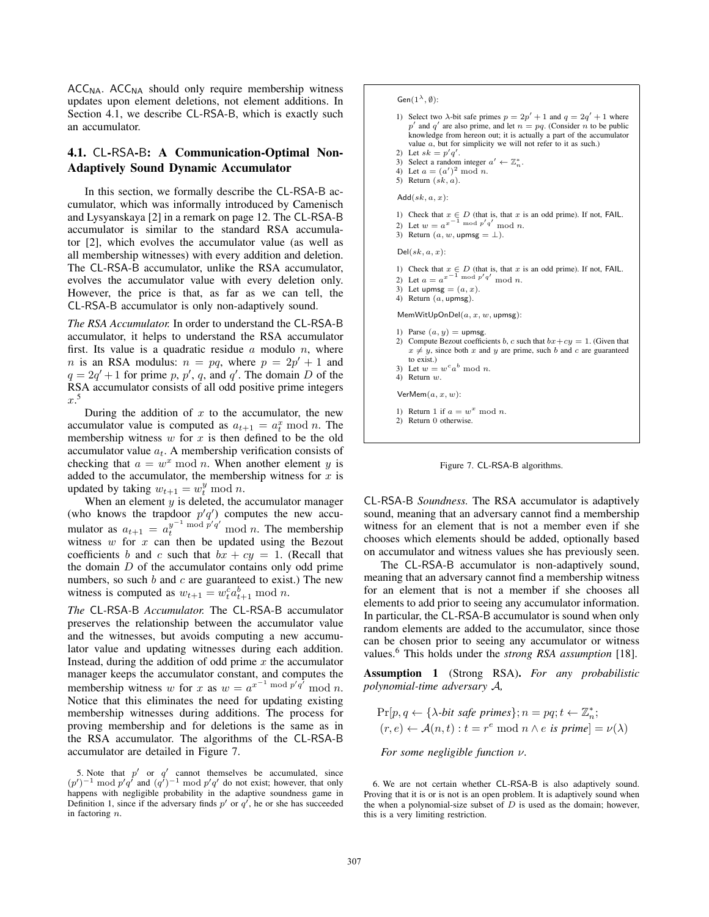$\mathsf{ACC_{NA}}$. $\mathsf{ACC_{NA}}$ should only require membership witness updates upon element deletions, not element additions. In Section 4.1, we describe CL-RSA-B, which is exactly such an accumulator.

### 4.1. CL-RSA-B: A Communication-Optimal Non-Adaptively Sound Dynamic Accumulator

In this section, we formally describe the CL-RSA-B accumulator, which was informally introduced by Camenisch and Lysyanskaya [2] in a remark on page 12. The CL-RSA-B accumulator is similar to the standard RSA accumulator [2], which evolves the accumulator value (as well as all membership witnesses) with every addition and deletion. The CL-RSA-B accumulator, unlike the RSA accumulator, evolves the accumulator value with every deletion only. However, the price is that, as far as we can tell, the CL-RSA-B accumulator is only non-adaptively sound.

*The RSA Accumulator.* In order to understand the CL-RSA-B accumulator, it helps to understand the RSA accumulator first. Its value is a quadratic residue $a$ modulo $n$, where $n$ is an RSA modulus: $n = pq$, where $p = 2p' + 1$ and $q = 2q' + 1$ for prime $p$, $p'$, $q$, and $q'$. The domain $D$ of the RSA accumulator consists of all odd positive prime integers $x$.[5]

During the addition of $x$ to the accumulator, the new accumulator value is computed as $a_{t+1} = a_t^x \bmod n$. The membership witness $w$ for $x$ is then defined to be the old accumulator value $a_t$. A membership verification consists of checking that $a = w^x \bmod n$. When another element $y$ is added to the accumulator, the membership witness for $x$ is updated by taking $w_{t+1} = w_t^y \bmod n$.

When an element $y$ is deleted, the accumulator manager (who knows the trapdoor $p'q'$) computes the new accumulator as $a_{t+1} = a_t^{y^{-1} \bmod p'q'} \bmod n$. The membership witness $w$ for $x$ can then be updated using the Bezout coefficients $b$ and $c$ such that $bx + cy = 1$. (Recall that the domain $D$ of the accumulator contains only odd prime numbers, so such $b$ and $c$ are guaranteed to exist.) The new witness is computed as $w_{t+1} = w_t^c a_{t+1}^b \bmod n$.

*The* CL-RSA-B *Accumulator.* The CL-RSA-B accumulator preserves the relationship between the accumulator value and the witnesses, but avoids computing a new accumulator value and updating witnesses during each addition. Instead, during the addition of odd prime $x$ the accumulator manager keeps the accumulator constant, and computes the membership witness $w$ for $x$ as $w = a^{x^{-1} \bmod p'q'} \bmod n$. Notice that this eliminates the need for updating existing membership witnesses during additions. The process for proving membership and for deletions is the same as in the RSA accumulator. The algorithms of the CL-RSA-B accumulator are detailed in Figure 7.

5. Note that $p'$ or $q'$ cannot themselves be accumulated, since $(p')^{-1} \bmod p'q'$ and $(q')^{-1} \bmod p'q'$ do not exist; however, that only happens with negligible probability in the adaptive soundness game in Definition 1, since if the adversary finds $p'$ or $q'$, he or she has succeeded in factoring $n$.

$\mathsf{Gen}(1^\lambda, \emptyset)$:

1) Select two $\lambda$-bit safe primes $p = 2p' + 1$ and $q = 2q' + 1$ where $p'$ and $q'$ are also prime, and let $n = pq$. (Consider $n$ to be public knowledge from hereon out; it is actually a part of the accumulator value $a$, but for simplicity we will not refer to it as such.)
2) Let $sk = p'q'$.
3) Select a random integer $a' \leftarrow \mathbb{Z}_n^*$.
4) Let $a = (a')^2 \bmod n$.
5) Return $(sk, a)$.

$\mathsf{Add}(sk, a, x)$:

1) Check that $x \in D$ (that is, that $x$ is an odd prime). If not, FAIL.
2) Let $w = a^{x^{-1} \bmod p'q'} \bmod n$.
3) Return $(a, w, \mathsf{upmsg} = \perp)$.

$\mathsf{Del}(sk, a, x)$:

1) Check that $x \in D$ (that is, that $x$ is an odd prime). If not, FAIL.
2) Let $a = a^{x^{-1} \bmod p'q'} \bmod n$.
3) Let $\mathsf{upmsg} = (a, x)$.
4) Return $(a, \mathsf{upmsg})$.

$\mathsf{MemWitUpOnDel}(a, x, w, \mathsf{upmsg})$:

1) Parse $(a, y) = \mathsf{upmsg}$.
2) Compute Bezout coefficients $b$, $c$ such that $bx + cy = 1$. (Given that $x \neq y$, since both $x$ and $y$ are prime, such $b$ and $c$ are guaranteed to exist.)
3) Let $w = w^c a^b \bmod n$.
4) Return $w$.

$\mathsf{VerMem}(a, x, w)$:

1) Return 1 if $a = w^x \bmod n$.
2) Return 0 otherwise.

Figure 7. CL-RSA-B algorithms.

CL-RSA-B *Soundness.* The RSA accumulator is adaptively sound, meaning that an adversary cannot find a membership witness for an element that is not a member even if she chooses which elements should be added, optionally based on accumulator and witness values she has previously seen.

The CL-RSA-B accumulator is non-adaptively sound, meaning that an adversary cannot find a membership witness for an element that is not a member if she chooses all elements to add prior to seeing any accumulator information. In particular, the CL-RSA-B accumulator is sound when only random elements are added to the accumulator, since those can be chosen prior to seeing any accumulator or witness values.[6] This holds under the *strong RSA assumption* [18].

**Assumption 1** (Strong RSA). *For any probabilistic polynomial-time adversary $\mathcal{A}$,*

$$\Pr[p, q \leftarrow \{\lambda\text{-bit safe primes}\}; n = pq; t \leftarrow \mathbb{Z}_n^*; (r, e) \leftarrow \mathcal{A}(n, t) : t = r^e \bmod n \wedge e \text{ is prime}] = \nu(\lambda)$$

*For some negligible function $\nu$.*

6. We are not certain whether CL-RSA-B is also adaptively sound. Proving that it is or is not is an open problem. It is adaptively sound when the when a polynomial-size subset of $D$ is used as the domain; however, this is a very limiting restriction.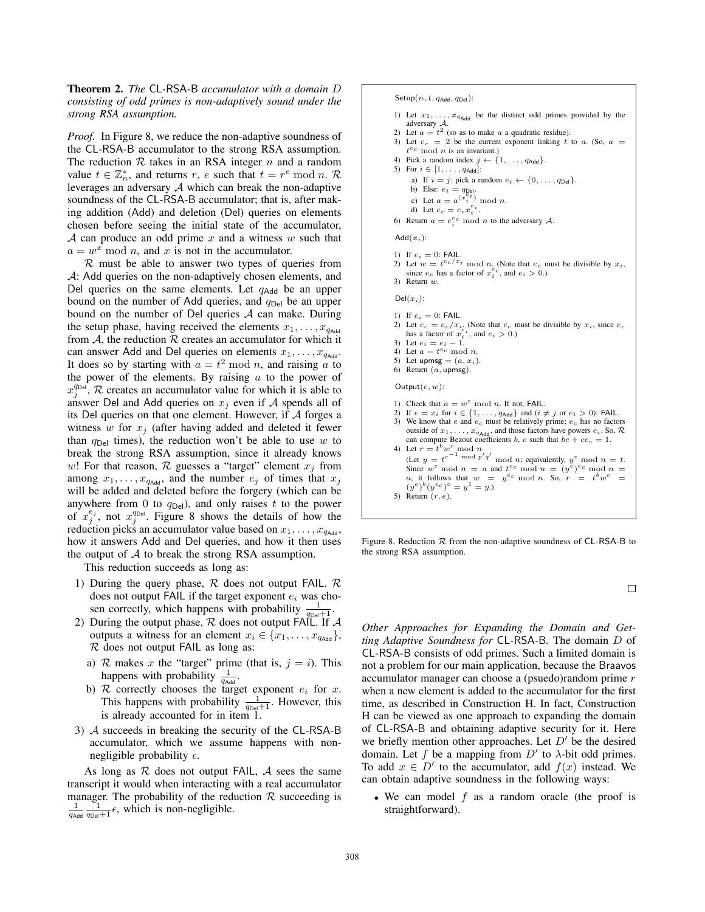**Theorem 2.** *The* CL-RSA-B *accumulator with a domain $D$ consisting of odd primes is non-adaptively sound under the strong RSA assumption.*

*Proof.* In Figure 8, we reduce the non-adaptive soundness of the CL-RSA-B accumulator to the strong RSA assumption. The reduction $\mathcal{R}$ takes in an RSA integer $n$ and a random value $t \in \mathbb{Z}_n^*$, and returns $r$, $e$ such that $t = r^e \bmod n$. $\mathcal{R}$ leverages an adversary $\mathcal{A}$ which can break the non-adaptive soundness of the CL-RSA-B accumulator; that is, after making addition (Add) and deletion (Del) queries on elements chosen before seeing the initial state of the accumulator, $\mathcal{A}$ can produce an odd prime $x$ and a witness $w$ such that $a = w^x \bmod n$, and $x$ is not in the accumulator.

$\mathcal{R}$ must be able to answer two types of queries from $\mathcal{A}$: Add queries on the non-adaptively chosen elements, and Del queries on the same elements. Let $q_{\mathsf{Add}}$ be an upper bound on the number of Add queries, and $q_{\mathsf{Del}}$ be an upper bound on the number of Del queries $\mathcal{A}$ can make. During the setup phase, having received the elements $x_1, \ldots, x_{q_{\mathsf{Add}}}$ from $\mathcal{A}$, the reduction $\mathcal{R}$ creates an accumulator for which it can answer Add and Del queries on elements $x_1, \ldots, x_{q_{\mathsf{Add}}}$. It does so by starting with $a = t^2 \bmod n$, and raising $a$ to the power of the elements. By raising $a$ to the power of $x_j^{q_{\mathsf{Del}}}$, $\mathcal{R}$ creates an accumulator value for which it is able to answer Del and Add queries on $x_j$ even if $\mathcal{A}$ spends all of its Del queries on that one element. However, if $\mathcal{A}$ forges a witness $w$ for $x_j$ (after having added and deleted it fewer than $q_{\mathsf{Del}}$ times), the reduction won't be able to use $w$ to break the strong RSA assumption, since it already knows $w$! For that reason, $\mathcal{R}$ guesses a "target" element $x_j$ from among $x_1, \ldots, x_{q_{\mathsf{Add}}}$, and the number $e_j$ of times that $x_j$ will be added and deleted before the forgery (which can be anywhere from 0 to $q_{\mathsf{Del}}$), and only raises $t$ to the power of $x_j^{e_j}$, not $x_j^{q_{\mathsf{Del}}}$. Figure 8 shows the details of how the reduction picks an accumulator value based on $x_1, \ldots, x_{q_{\mathsf{Add}}}$, how it answers Add and Del queries, and how it then uses the output of $\mathcal{A}$ to break the strong RSA assumption.

This reduction succeeds as long as:

1) During the query phase, $\mathcal{R}$ does not output FAIL. $\mathcal{R}$ does not output FAIL if the target exponent $e_i$ was chosen correctly, which happens with probability $\frac{1}{q_{\mathsf{Del}}+1}$.
2) During the output phase, $\mathcal{R}$ does not output FAIL. If $\mathcal{A}$ outputs a witness for an element $x_i \in \{x_1, \ldots, x_{q_{\mathsf{Add}}}\}$, $\mathcal{R}$ does not output FAIL as long as:
   a) $\mathcal{R}$ makes $x$ the "target" prime (that is, $j = i$). This happens with probability $\frac{1}{q_{\mathsf{Add}}}$.
   b) $\mathcal{R}$ correctly chooses the target exponent $e_i$ for $x$. This happens with probability $\frac{1}{q_{\mathsf{Del}}+1}$. However, this is already accounted for in item 1.
3) $\mathcal{A}$ succeeds in breaking the security of the CL-RSA-B accumulator, which we assume happens with non-negligible probability $\epsilon$.

As long as $\mathcal{R}$ does not output FAIL, $\mathcal{A}$ sees the same transcript it would when interacting with a real accumulator manager. The probability of the reduction $\mathcal{R}$ succeeding is $\frac{1}{q_{\mathsf{Add}}} \frac{1}{q_{\mathsf{Del}}+1}\epsilon$, which is non-negligible.

Setup($n$, $t$, $q_{\mathsf{Add}}$, $q_{\mathsf{Del}}$):

1) Let $x_1, \ldots, x_{q_{\mathsf{Add}}}$ be the distinct odd primes provided by the adversary $\mathcal{A}$.
2) Let $a = t^2$ (so as to make $a$ a quadratic residue).
3) Let $e_c = 2$ be the current exponent linking $t$ to $a$. (So, $a = t^{e_c} \bmod n$ is an invariant.)
4) Pick a random index $j \leftarrow \{1, \ldots, q_{\mathsf{Add}}\}$.
5) For $i \in [1, \ldots, q_{\mathsf{Add}}]$:
   a) If $i = j$: pick a random $e_i \leftarrow \{0, \ldots, q_{\mathsf{Del}}\}$.
   b) Else: $e_i = q_{\mathsf{Del}}$.
   c) Let $a = a^{(x_i^{e_i})} \bmod n$.
   d) Let $e_c = e_c x_i^{e_i}$.
6) Return $a = e_i^{e_c} \bmod n$ to the adversary $\mathcal{A}$.

Add($x_i$):

1) If $e_i = 0$: FAIL.
2) Let $w = t^{e_c/x_i} \bmod n$. (Note that $e_c$ must be divisible by $x_i$, since $e_c$ has a factor of $x_i^{e_i}$, and $e_i > 0$.)
3) Return $w$.

Del($x_i$):

1) If $e_i = 0$: FAIL.
2) Let $e_c = e_c/x_i$. (Note that $e_c$ must be divisible by $x_i$, since $e_c$ has a factor of $x_i^{e_i}$, and $e_i > 0$.)
3) Let $e_i = e_i - 1$.
4) Let $a = t^{e_c} \bmod n$.
5) Let upmsg $= (a, x_i)$.
6) Return ($a$, upmsg).

Output($e$, $w$):

1) Check that $a = w^e \bmod n$. If not, FAIL.
2) If $e = x_i$ for $i \in \{1, \ldots, q_{\mathsf{Add}}\}$ and ($i \neq j$ or $e_i > 0$): FAIL.
3) We know that $e$ and $e_c$ must be relatively prime; $e_c$ has no factors outside of $x_1, \ldots, x_{q_{\mathsf{Add}}}$, and those factors have powers $e_i$. So, $\mathcal{R}$ can compute Bezout coefficients $b$, $c$ such that $be + ce_c = 1$.
4) Let $r = t^b w^c \bmod n$.
   (Let $y = t^{e^{-1} \bmod p'q'} \bmod n$; equivalently, $y^e \bmod n = t$. Since $w^e \bmod n = a$ and $t^{e_c} \bmod n = (y^e)^{e_c} \bmod n = a$, it follows that $w = y^{e_c} \bmod n$. So, $r = t^b w^c = (y^e)^b (y^{e_c})^c = y^1 = y$.)
5) Return ($r$, $e$).

Figure 8. Reduction $\mathcal{R}$ from the non-adaptive soundness of CL-RSA-B to the strong RSA assumption.

□

*Other Approaches for Expanding the Domain and Getting Adaptive Soundness for* CL-RSA-B. The domain $D$ of CL-RSA-B consists of odd primes. Such a limited domain is not a problem for our main application, because the Braavos accumulator manager can choose a (psuedo)random prime $r$ when a new element is added to the accumulator for the first time, as described in Construction H. In fact, Construction H can be viewed as one approach to expanding the domain of CL-RSA-B and obtaining adaptive security for it. Here we briefly mention other approaches. Let $D'$ be the desired domain. Let $f$ be a mapping from $D'$ to $\lambda$-bit odd primes. To add $x \in D'$ to the accumulator, add $f(x)$ instead. We can obtain adaptive soundness in the following ways:

- We can model $f$ as a random oracle (the proof is straightforward).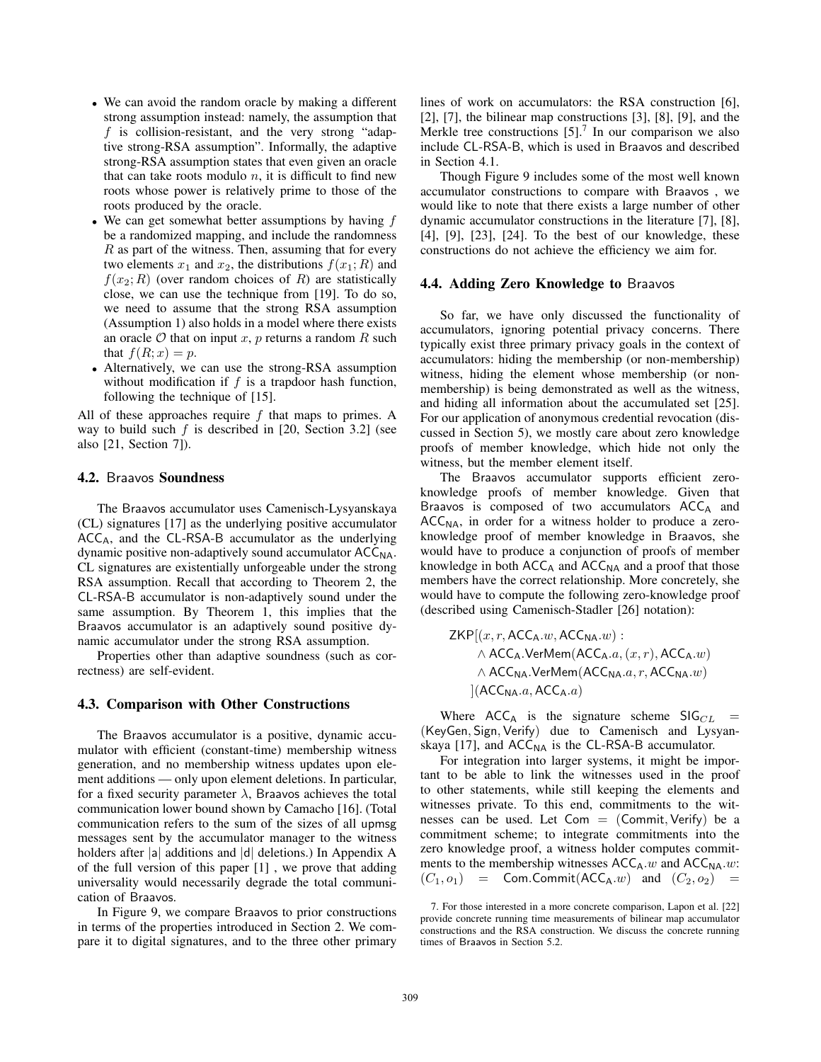- We can avoid the random oracle by making a different strong assumption instead: namely, the assumption that $f$ is collision-resistant, and the very strong "adaptive strong-RSA assumption". Informally, the adaptive strong-RSA assumption states that even given an oracle that can take roots modulo $n$, it is difficult to find new roots whose power is relatively prime to those of the roots produced by the oracle.
- We can get somewhat better assumptions by having $f$ be a randomized mapping, and include the randomness $R$ as part of the witness. Then, assuming that for every two elements $x_1$ and $x_2$, the distributions $f(x_1; R)$ and $f(x_2; R)$ (over random choices of $R$) are statistically close, we can use the technique from [19]. To do so, we need to assume that the strong RSA assumption (Assumption 1) also holds in a model where there exists an oracle $\mathcal{O}$ that on input $x, p$ returns a random $R$ such that $f(R; x) = p$.
- Alternatively, we can use the strong-RSA assumption without modification if $f$ is a trapdoor hash function, following the technique of [15].

All of these approaches require $f$ that maps to primes. A way to build such $f$ is described in [20, Section 3.2] (see also [21, Section 7]).

### 4.2. Braavos Soundness

The Braavos accumulator uses Camenisch-Lysyanskaya (CL) signatures [17] as the underlying positive accumulator $\mathsf{ACC_A}$, and the CL-RSA-B accumulator as the underlying dynamic positive non-adaptively sound accumulator $\mathsf{ACC_{NA}}$. CL signatures are existentially unforgeable under the strong RSA assumption. Recall that according to Theorem 2, the CL-RSA-B accumulator is non-adaptively sound under the same assumption. By Theorem 1, this implies that the Braavos accumulator is an adaptively sound positive dynamic accumulator under the strong RSA assumption.

Properties other than adaptive soundness (such as correctness) are self-evident.

### 4.3. Comparison with Other Constructions

The Braavos accumulator is a positive, dynamic accumulator with efficient (constant-time) membership witness generation, and no membership witness updates upon element additions — only upon element deletions. In particular, for a fixed security parameter $\lambda$, Braavos achieves the total communication lower bound shown by Camacho [16]. (Total communication refers to the sum of the sizes of all upmsg messages sent by the accumulator manager to the witness holders after $|\mathsf{a}|$ additions and $|\mathsf{d}|$ deletions.) In Appendix A of the full version of this paper [1] , we prove that adding universality would necessarily degrade the total communication of Braavos.

In Figure 9, we compare Braavos to prior constructions in terms of the properties introduced in Section 2. We compare it to digital signatures, and to the three other primary lines of work on accumulators: the RSA construction [6], [2], [7], the bilinear map constructions [3], [8], [9], and the Merkle tree constructions [5].[7] In our comparison we also include CL-RSA-B, which is used in Braavos and described in Section 4.1.

Though Figure 9 includes some of the most well known accumulator constructions to compare with Braavos , we would like to note that there exists a large number of other dynamic accumulator constructions in the literature [7], [8], [4], [9], [23], [24]. To the best of our knowledge, these constructions do not achieve the efficiency we aim for.

### 4.4. Adding Zero Knowledge to Braavos

So far, we have only discussed the functionality of accumulators, ignoring potential privacy concerns. There typically exist three primary privacy goals in the context of accumulators: hiding the membership (or non-membership) witness, hiding the element whose membership (or non-membership) is being demonstrated as well as the witness, and hiding all information about the accumulated set [25]. For our application of anonymous credential revocation (discussed in Section 5), we mostly care about zero knowledge proofs of member knowledge, which hide not only the witness, but the member element itself.

The Braavos accumulator supports efficient zero-knowledge proofs of member knowledge. Given that Braavos is composed of two accumulators $\mathsf{ACC_A}$ and $\mathsf{ACC_{NA}}$, in order for a witness holder to produce a zero-knowledge proof of member knowledge in Braavos, she would have to produce a conjunction of proofs of member knowledge in both $\mathsf{ACC_A}$ and $\mathsf{ACC_{NA}}$ and a proof that those members have the correct relationship. More concretely, she would have to compute the following zero-knowledge proof (described using Camenisch-Stadler [26] notation):

$$
\begin{aligned}
&\mathsf{ZKP}[(x, r, \mathsf{ACC_A}.w, \mathsf{ACC_{NA}}.w): \\
&\quad \wedge\, \mathsf{ACC_A}.\mathsf{VerMem}(\mathsf{ACC_A}.a, (x, r), \mathsf{ACC_A}.w) \\
&\quad \wedge\, \mathsf{ACC_{NA}}.\mathsf{VerMem}(\mathsf{ACC_{NA}}.a, r, \mathsf{ACC_{NA}}.w) \\
&\quad ](\mathsf{ACC_{NA}}.a, \mathsf{ACC_A}.a)
\end{aligned}
$$

Where $\mathsf{ACC_A}$ is the signature scheme $\mathsf{SIG}_{CL} = (\mathsf{KeyGen}, \mathsf{Sign}, \mathsf{Verify})$ due to Camenisch and Lysyanskaya [17], and $\mathsf{ACC_{NA}}$ is the CL-RSA-B accumulator.

For integration into larger systems, it might be important to be able to link the witnesses used in the proof to other statements, while still keeping the elements and witnesses private. To this end, commitments to the witnesses can be used. Let $\mathsf{Com} = (\mathsf{Commit}, \mathsf{Verify})$ be a commitment scheme; to integrate commitments into the zero knowledge proof, a witness holder computes commitments to the membership witnesses $\mathsf{ACC_A}.w$ and $\mathsf{ACC_{NA}}.w$: $(C_1, o_1) = \mathsf{Com}.\mathsf{Commit}(\mathsf{ACC_A}.w)$ and $(C_2, o_2) =$

7. For those interested in a more concrete comparison, Lapon et al. [22] provide concrete running time measurements of bilinear map accumulator constructions and the RSA construction. We discuss the concrete running times of Braavos in Section 5.2.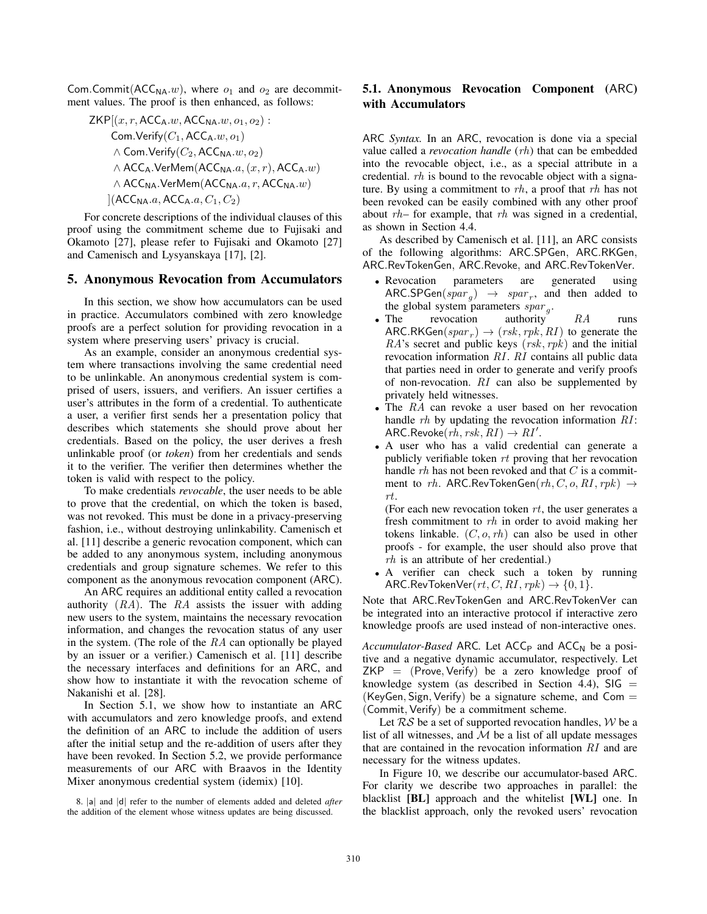Com.Commit($\mathsf{ACC_{NA}}.w$), where $o_1$ and $o_2$ are decommitment values. The proof is then enhanced, as follows:

$$\begin{aligned}
&\mathsf{ZKP}[(x, r, \mathsf{ACC_A}.w, \mathsf{ACC_{NA}}.w, o_1, o_2) : \\
&\quad \mathsf{Com.Verify}(C_1, \mathsf{ACC_A}.w, o_1) \\
&\quad \wedge \mathsf{Com.Verify}(C_2, \mathsf{ACC_{NA}}.w, o_2) \\
&\quad \wedge \mathsf{ACC_A.VerMem}(\mathsf{ACC_{NA}}.a, (x, r), \mathsf{ACC_A}.w) \\
&\quad \wedge \mathsf{ACC_{NA}.VerMem}(\mathsf{ACC_{NA}}.a, r, \mathsf{ACC_{NA}}.w) \\
&](\mathsf{ACC_{NA}}.a, \mathsf{ACC_A}.a, C_1, C_2)
\end{aligned}$$

For concrete descriptions of the individual clauses of this proof using the commitment scheme due to Fujisaki and Okamoto [27], please refer to Fujisaki and Okamoto [27] and Camenisch and Lysyanskaya [17], [2].

## 5. Anonymous Revocation from Accumulators

In this section, we show how accumulators can be used in practice. Accumulators combined with zero knowledge proofs are a perfect solution for providing revocation in a system where preserving users' privacy is crucial.

As an example, consider an anonymous credential system where transactions involving the same credential need to be unlinkable. An anonymous credential system is comprised of users, issuers, and verifiers. An issuer certifies a user's attributes in the form of a credential. To authenticate a user, a verifier first sends her a presentation policy that describes which statements she should prove about her credentials. Based on the policy, the user derives a fresh unlinkable proof (or *token*) from her credentials and sends it to the verifier. The verifier then determines whether the token is valid with respect to the policy.

To make credentials *revocable*, the user needs to be able to prove that the credential, on which the token is based, was not revoked. This must be done in a privacy-preserving fashion, i.e., without destroying unlinkability. Camenisch et al. [11] describe a generic revocation component, which can be added to any anonymous system, including anonymous credentials and group signature schemes. We refer to this component as the anonymous revocation component (ARC).

An ARC requires an additional entity called a revocation authority ($RA$). The $RA$ assists the issuer with adding new users to the system, maintains the necessary revocation information, and changes the revocation status of any user in the system. (The role of the $RA$ can optionally be played by an issuer or a verifier.) Camenisch et al. [11] describe the necessary interfaces and definitions for an ARC, and show how to instantiate it with the revocation scheme of Nakanishi et al. [28].

In Section 5.1, we show how to instantiate an ARC with accumulators and zero knowledge proofs, and extend the definition of an ARC to include the addition of users after the initial setup and the re-addition of users after they have been revoked. In Section 5.2, we provide performance measurements of our ARC with Braavos in the Identity Mixer anonymous credential system (idemix) [10].

8. |a| and |d| refer to the number of elements added and deleted *after* the addition of the element whose witness updates are being discussed.

### 5.1. Anonymous Revocation Component (ARC) with Accumulators

ARC *Syntax.* In an ARC, revocation is done via a special value called a *revocation handle* ($rh$) that can be embedded into the revocable object, i.e., as a special attribute in a credential. $rh$ is bound to the revocable object with a signature. By using a commitment to $rh$, a proof that $rh$ has not been revoked can be easily combined with any other proof about $rh$– for example, that $rh$ was signed in a credential, as shown in Section 4.4.

As described by Camenisch et al. [11], an ARC consists of the following algorithms: ARC.SPGen, ARC.RKGen, ARC.RevTokenGen, ARC.Revoke, and ARC.RevTokenVer.

- Revocation parameters are generated using $\mathsf{ARC.SPGen}(spar_g) \rightarrow spar_r$, and then added to the global system parameters $spar_g$.
- The revocation authority $RA$ runs $\mathsf{ARC.RKGen}(spar_r) \rightarrow (rsk, rpk, RI)$ to generate the $RA$'s secret and public keys $(rsk, rpk)$ and the initial revocation information $RI$. $RI$ contains all public data that parties need in order to generate and verify proofs of non-revocation. $RI$ can also be supplemented by privately held witnesses.
- The $RA$ can revoke a user based on her revocation handle $rh$ by updating the revocation information $RI$: $\mathsf{ARC.Revoke}(rh, rsk, RI) \rightarrow RI'$.
- A user who has a valid credential can generate a publicly verifiable token $rt$ proving that her revocation handle $rh$ has not been revoked and that $C$ is a commitment to $rh$. $\mathsf{ARC.RevTokenGen}(rh, C, o, RI, rpk) \rightarrow rt$.
  (For each new revocation token $rt$, the user generates a fresh commitment to $rh$ in order to avoid making her tokens linkable. $(C, o, rh)$ can also be used in other proofs - for example, the user should also prove that $rh$ is an attribute of her credential.)
- A verifier can check such a token by running $\mathsf{ARC.RevTokenVer}(rt, C, RI, rpk) \rightarrow \{0, 1\}$.

Note that ARC.RevTokenGen and ARC.RevTokenVer can be integrated into an interactive protocol if interactive zero knowledge proofs are used instead of non-interactive ones.

*Accumulator-Based* ARC*.* Let $\mathsf{ACC_P}$ and $\mathsf{ACC_N}$ be a positive and a negative dynamic accumulator, respectively. Let $\mathsf{ZKP} = (\mathsf{Prove}, \mathsf{Verify})$ be a zero knowledge proof of knowledge system (as described in Section 4.4), $\mathsf{SIG} = (\mathsf{KeyGen}, \mathsf{Sign}, \mathsf{Verify})$ be a signature scheme, and $\mathsf{Com} = (\mathsf{Commit}, \mathsf{Verify})$ be a commitment scheme.

Let $\mathcal{RS}$ be a set of supported revocation handles, $\mathcal{W}$ be a list of all witnesses, and $\mathcal{M}$ be a list of all update messages that are contained in the revocation information $RI$ and are necessary for the witness updates.

In Figure 10, we describe our accumulator-based ARC. For clarity we describe two approaches in parallel: the blacklist **[BL]** approach and the whitelist **[WL]** one. In the blacklist approach, only the revoked users' revocation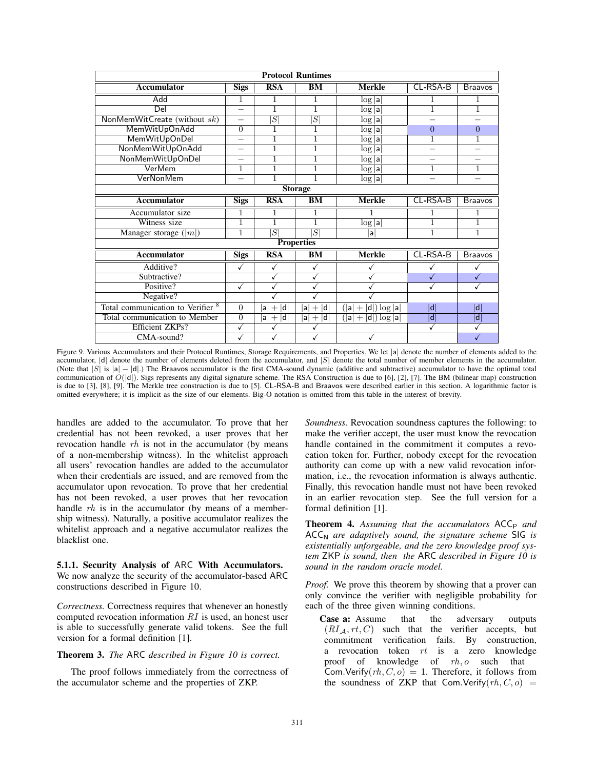| **Protocol Runtimes** | | | | | | |
|---|---|---|---|---|---|---|
| **Accumulator** | **Sigs** | **RSA** | **BM** | **Merkle** | CL-RSA-B | Braavos |
| Add | 1 | 1 | 1 | $\log \lvert a \rvert$ | 1 | 1 |
| Del | – | 1 | 1 | $\log \lvert a \rvert$ | 1 | 1 |
| NonMemWitCreate (without $sk$) | – | $\lvert S \rvert$ | $\lvert S \rvert$ | $\log \lvert a \rvert$ | – | – |
| MemWitUpOnAdd | 0 | 1 | 1 | $\log \lvert a \rvert$ | 0 | 0 |
| MemWitUpOnDel | – | 1 | 1 | $\log \lvert a \rvert$ | 1 | 1 |
| NonMemWitUpOnAdd | – | 1 | 1 | $\log \lvert a \rvert$ | – | – |
| NonMemWitUpOnDel | – | 1 | 1 | $\log \lvert a \rvert$ | – | – |
| VerMem | 1 | 1 | 1 | $\log \lvert a \rvert$ | 1 | 1 |
| VerNonMem | – | 1 | 1 | $\log \lvert a \rvert$ | – | – |
| **Storage** | | | | | | |
| **Accumulator** | **Sigs** | **RSA** | **BM** | **Merkle** | CL-RSA-B | Braavos |
| Accumulator size | 1 | 1 | 1 | 1 | 1 | 1 |
| Witness size | 1 | 1 | 1 | $\log \lvert a \rvert$ | 1 | 1 |
| Manager storage ($\lvert m \rvert$) | 1 | $\lvert S \rvert$ | $\lvert S \rvert$ | $\lvert a \rvert$ | 1 | 1 |
| **Properties** | | | | | | |
| **Accumulator** | **Sigs** | **RSA** | **BM** | **Merkle** | CL-RSA-B | Braavos |
| Additive? | ✓ | ✓ | ✓ | ✓ | ✓ | ✓ |
| Subtractive? | | ✓ | ✓ | ✓ | ✓ | ✓ |
| Positive? | ✓ | ✓ | ✓ | ✓ | ✓ | ✓ |
| Negative? | | ✓ | ✓ | ✓ | | |
| Total communication to Verifier [8] | 0 | $\lvert a \rvert + \lvert d \rvert$ | $\lvert a \rvert + \lvert d \rvert$ | $(\lvert a \rvert + \lvert d \rvert) \log \lvert a \rvert$ | $\lvert d \rvert$ | $\lvert d \rvert$ |
| Total communication to Member | 0 | $\lvert a \rvert + \lvert d \rvert$ | $\lvert a \rvert + \lvert d \rvert$ | $(\lvert a \rvert + \lvert d \rvert) \log \lvert a \rvert$ | $\lvert d \rvert$ | $\lvert d \rvert$ |
| Efficient ZKPs? | ✓ | ✓ | ✓ | | ✓ | ✓ |
| CMA-sound? | ✓ | ✓ | ✓ | ✓ | | ✓ |

Figure 9. Various Accumulators and their Protocol Runtimes, Storage Requirements, and Properties. We let $|a|$ denote the number of elements added to the accumulator, $|d|$ denote the number of elements deleted from the accumulator, and $|S|$ denote the total number of member elements in the accumulator. (Note that $|S|$ is $|a| - |d|$.) The Braavos accumulator is the first CMA-sound dynamic (additive and subtractive) accumulator to have the optimal total communication of $O(|d|)$. Sigs represents any digital signature scheme. The RSA Construction is due to [6], [2], [7]. The BM (bilinear map) construction is due to [3], [8], [9]. The Merkle tree construction is due to [5]. CL-RSA-B and Braavos were described earlier in this section. A logarithmic factor is omitted everywhere; it is implicit as the size of our elements. Big-O notation is omitted from this table in the interest of brevity.

handles are added to the accumulator. To prove that her credential has not been revoked, a user proves that her revocation handle $rh$ is not in the accumulator (by means of a non-membership witness). In the whitelist approach all users' revocation handles are added to the accumulator when their credentials are issued, and are removed from the accumulator upon revocation. To prove that her credential has not been revoked, a user proves that her revocation handle $rh$ is in the accumulator (by means of a membership witness). Naturally, a positive accumulator realizes the whitelist approach and a negative accumulator realizes the blacklist one.

### 5.1.1. Security Analysis of ARC With Accumulators.

We now analyze the security of the accumulator-based ARC constructions described in Figure 10.

*Correctness.* Correctness requires that whenever an honestly computed revocation information $RI$ is used, an honest user is able to successfully generate valid tokens. See the full version for a formal definition [1].

**Theorem 3.** *The ARC described in Figure 10 is correct.*

The proof follows immediately from the correctness of the accumulator scheme and the properties of ZKP.

*Soundness.* Revocation soundness captures the following: to make the verifier accept, the user must know the revocation handle contained in the commitment it computes a revocation token for. Further, nobody except for the revocation authority can come up with a new valid revocation information, i.e., the revocation information is always authentic. Finally, this revocation handle must not have been revoked in an earlier revocation step. See the full version for a formal definition [1].

**Theorem 4.** *Assuming that the accumulators $\mathsf{ACC_P}$ and $\mathsf{ACC_N}$ are adaptively sound, the signature scheme SIG is existentially unforgeable, and the zero knowledge proof system ZKP is sound, then the ARC described in Figure 10 is sound in the random oracle model.*

*Proof.* We prove this theorem by showing that a prover can only convince the verifier with negligible probability for each of the three given winning conditions.

**Case a:** Assume that the adversary outputs $(RI_{\mathcal{A}}, rt, C)$ such that the verifier accepts, but commitment verification fails. By construction, a revocation token $rt$ is a zero knowledge proof of knowledge of $rh, o$ such that $\mathsf{Com.Verify}(rh, C, o) = 1$. Therefore, it follows from the soundness of ZKP that $\mathsf{Com.Verify}(rh, C, o) =$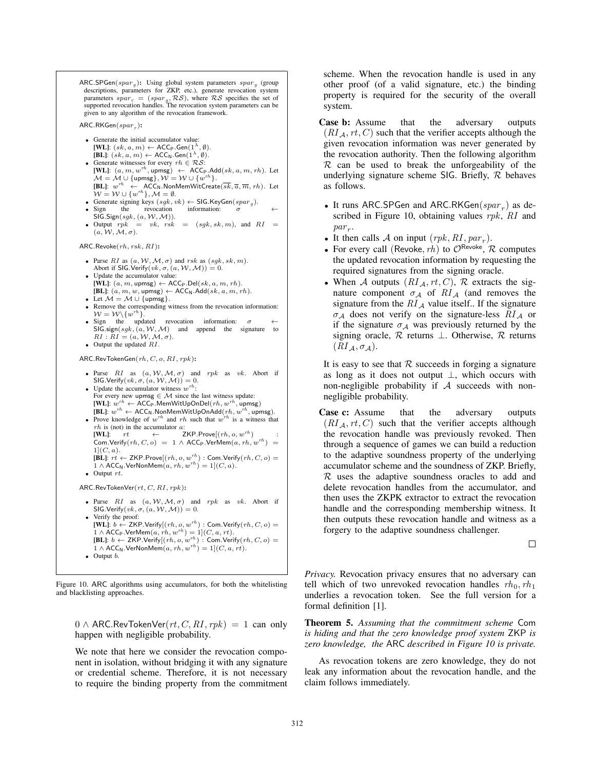**Figure 10 (boxed algorithm listing):**

$\mathsf{ARC.SPGen}(spar_g)$**:** Using global system parameters $spar_g$ (group descriptions, parameters for ZKP, etc.), generate revocation system parameters $spar_r = (spar_g, \mathcal{RS})$, where $\mathcal{RS}$ specifies the set of supported revocation handles. The revocation system parameters can be given to any algorithm of the revocation framework.

$\mathsf{ARC.RKGen}(spar_r)$**:**

- Generate the initial accumulator value:
  **[WL]**: $(sk, a, m) \leftarrow \mathsf{ACC_P.Gen}(1^\lambda, \emptyset)$.
  **[BL]**: $(sk, a, m) \leftarrow \mathsf{ACC_N.Gen}(1^\lambda, \emptyset)$.
- Generate witnesses for every $rh \in \mathcal{RS}$:
  **[WL]**: $(a, m, w^{rh}, \mathsf{upmsg}) \leftarrow \mathsf{ACC_P.Add}(sk, a, m, rh)$. Let $\mathcal{M} = \mathcal{M} \cup \{\mathsf{upmsg}\}, \mathcal{W} = \mathcal{W} \cup \{w^{rh}\}$.
  **[BL]**: $w^{rh} \leftarrow \mathsf{ACC_N.NonMemWitCreate}(\overline{sk}, \overline{a}, \overline{m}, rh)$. Let $\mathcal{W} = \mathcal{W} \cup \{w^{rh}\}, \mathcal{M} = \emptyset$.
- Generate signing keys $(sgk, vk) \leftarrow \mathsf{SIG.KeyGen}(spar_g)$.
- Sign the revocation information: $\sigma \leftarrow \mathsf{SIG.Sign}(sgk, (a, \mathcal{W}, \mathcal{M}))$.
- Output $rpk = vk$, $rsk = (sgk, sk, m)$, and $RI = (a, \mathcal{W}, \mathcal{M}, \sigma)$.

$\mathsf{ARC.Revoke}(rh, rsk, RI)$**:**

- Parse $RI$ as $(a, \mathcal{W}, \mathcal{M}, \sigma)$ and $rsk$ as $(sgk, sk, m)$. Abort if $\mathsf{SIG.Verify}(vk, \sigma, (a, \mathcal{W}, \mathcal{M})) = 0$.
- Update the accumulator value:
  **[WL]**: $(a, m, \mathsf{upmsg}) \leftarrow \mathsf{ACC_P.Del}(sk, a, m, rh)$.
  **[BL]**: $(a, m, w, \mathsf{upmsg}) \leftarrow \mathsf{ACC_N.Add}(sk, a, m, rh)$.
- Let $\mathcal{M} = \mathcal{M} \cup \{\mathsf{upmsg}\}$.
- Remove the corresponding witness from the revocation information: $\mathcal{W} = \mathcal{W} \setminus \{w^{rh}\}$.
- Sign the updated revocation information: $\sigma \leftarrow \mathsf{SIG.sign}(sgk, (a, \mathcal{W}, \mathcal{M})$ and append the signature to $RI$ : $RI = (a, \mathcal{W}, \mathcal{M}, \sigma)$.
- Output the updated $RI$.

$\mathsf{ARC.RevTokenGen}(rh, C, o, RI, rpk)$**:**

- Parse $RI$ as $(a, \mathcal{W}, \mathcal{M}, \sigma)$ and $rpk$ as $vk$. Abort if $\mathsf{SIG.Verify}(vk, \sigma, (a, \mathcal{W}, \mathcal{M})) = 0$.
- Update the accumulator witness $w^{rh}$:
  For every new $\mathsf{upmsg} \in \mathcal{M}$ since the last witness update:
  **[WL]**: $w^{rh} \leftarrow \mathsf{ACC_P.MemWitUpOnDel}(rh, w^{rh}, \mathsf{upmsg})$
  **[BL]**: $w^{rh} \leftarrow \mathsf{ACC_N.NonMemWitUpOnAdd}(rh, w^{rh}, \mathsf{upmsg})$.
- Prove knowledge of $w^{rh}$ and $rh$ such that $w^{rh}$ is a witness that $rh$ is (not) in the accumulator $a$:
  **[WL]**: $rt \leftarrow \mathsf{ZKP.Prove}[(rh, o, w^{rh}) : \mathsf{Com.Verify}(rh, C, o) = 1 \wedge \mathsf{ACC_P.VerMem}(a, rh, w^{rh}) = 1](C, a)$.
  **[BL]**: $rt \leftarrow \mathsf{ZKP.Prove}[(rh, o, w^{rh}) : \mathsf{Com.Verify}(rh, C, o) = 1 \wedge \mathsf{ACC_N.VerNonMem}(a, rh, w^{rh}) = 1](C, a)$.
- Output $rt$.

$\mathsf{ARC.RevTokenVer}(rt, C, RI, rpk)$**:**

- Parse $RI$ as $(a, \mathcal{W}, \mathcal{M}, \sigma)$ and $rpk$ as $vk$. Abort if $\mathsf{SIG.Verify}(vk, \sigma, (a, \mathcal{W}, \mathcal{M})) = 0$.
- Verify the proof:
  **[WL]**: $b \leftarrow \mathsf{ZKP.Verify}[(rh, o, w^{rh}) : \mathsf{Com.Verify}(rh, C, o) = 1 \wedge \mathsf{ACC_P.VerMem}(a, rh, w^{rh}) = 1](C, a, rt)$.
  **[BL]**: $b \leftarrow \mathsf{ZKP.Verify}[(rh, o, w^{rh}) : \mathsf{Com.Verify}(rh, C, o) = 1 \wedge \mathsf{ACC_N.VerNonMem}(a, rh, w^{rh}) = 1](C, a, rt)$.
- Output $b$.

Figure 10. ARC algorithms using accumulators, for both the whitelisting and blacklisting approaches.

$0 \wedge \mathsf{ARC.RevTokenVer}(rt, C, RI, rpk) = 1$ can only happen with negligible probability.

We note that here we consider the revocation component in isolation, without bridging it with any signature or credential scheme. Therefore, it is not necessary to require the binding property from the commitment scheme. When the revocation handle is used in any other proof (of a valid signature, etc.) the binding property is required for the security of the overall system.

**Case b:** Assume that the adversary outputs $(RI_{\mathcal{A}}, rt, C)$ such that the verifier accepts although the given revocation information was never generated by the revocation authority. Then the following algorithm $\mathcal{R}$ can be used to break the unforgeability of the underlying signature scheme SIG. Briefly, $\mathcal{R}$ behaves as follows.

- It runs ARC.SPGen and $\mathsf{ARC.RKGen}(spar_r)$ as described in Figure 10, obtaining values $rpk$, $RI$ and $par_r$.
- It then calls $\mathcal{A}$ on input $(rpk, RI, par_r)$.
- For every call $(\mathsf{Revoke}, rh)$ to $\mathcal{O}^{\mathsf{Revoke}}$, $\mathcal{R}$ computes the updated revocation information by requesting the required signatures from the signing oracle.
- When $\mathcal{A}$ outputs $(RI_{\mathcal{A}}, rt, C)$, $\mathcal{R}$ extracts the signature component $\sigma_{\mathcal{A}}$ of $RI_{\mathcal{A}}$ (and removes the signature from the $RI_{\mathcal{A}}$ value itself.. If the signature $\sigma_{\mathcal{A}}$ does not verify on the signature-less $RI_{\mathcal{A}}$ or if the signature $\sigma_{\mathcal{A}}$ was previously returned by the signing oracle, $\mathcal{R}$ returns $\perp$. Otherwise, $\mathcal{R}$ returns $(RI_{\mathcal{A}}, \sigma_{\mathcal{A}})$.

It is easy to see that $\mathcal{R}$ succeeds in forging a signature as long as it does not output $\perp$, which occurs with non-negligible probability if $\mathcal{A}$ succeeds with non-negligible probability.

**Case c:** Assume that the adversary outputs $(RI_{\mathcal{A}}, rt, C)$ such that the verifier accepts although the revocation handle was previously revoked. Then through a sequence of games we can build a reduction to the adaptive soundness property of the underlying accumulator scheme and the soundness of ZKP. Briefly, $\mathcal{R}$ uses the adaptive soundness oracles to add and delete revocation handles from the accumulator, and then uses the ZKPK extractor to extract the revocation handle and the corresponding membership witness. It then outputs these revocation handle and witness as a forgery to the adaptive soundness challenger.

□

*Privacy.* Revocation privacy ensures that no adversary can tell which of two unrevoked revocation handles $rh_0, rh_1$ underlies a revocation token. See the full version for a formal definition [1].

**Theorem 5.** *Assuming that the commitment scheme* Com *is hiding and that the zero knowledge proof system* ZKP *is zero knowledge, the* ARC *described in Figure 10 is private.*

As revocation tokens are zero knowledge, they do not leak any information about the revocation handle, and the claim follows immediately.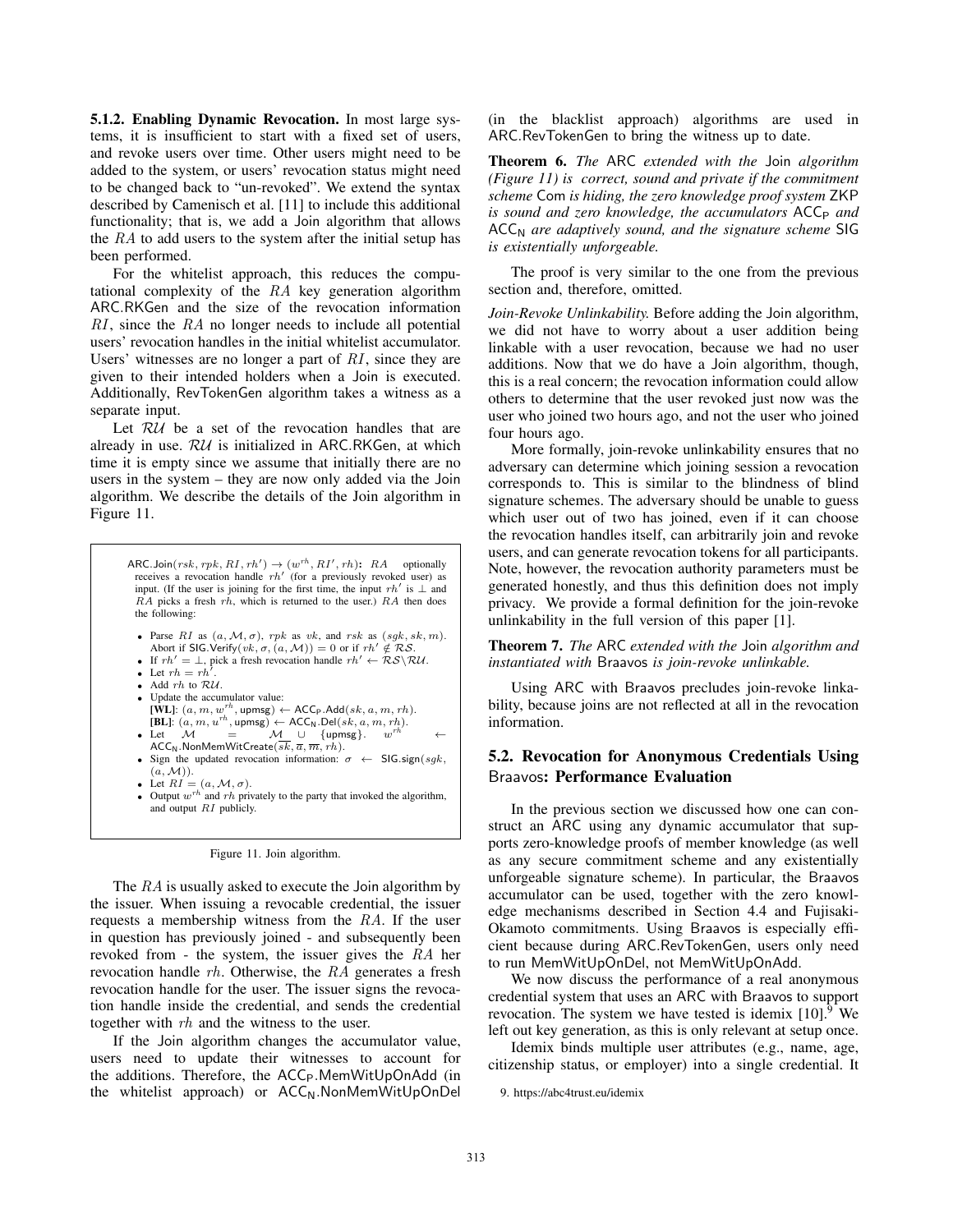**5.1.2. Enabling Dynamic Revocation.** In most large systems, it is insufficient to start with a fixed set of users, and revoke users over time. Other users might need to be added to the system, or users' revocation status might need to be changed back to "un-revoked". We extend the syntax described by Camenisch et al. [11] to include this additional functionality; that is, we add a Join algorithm that allows the $RA$ to add users to the system after the initial setup has been performed.

For the whitelist approach, this reduces the computational complexity of the $RA$ key generation algorithm ARC.RKGen and the size of the revocation information $RI$, since the $RA$ no longer needs to include all potential users' revocation handles in the initial whitelist accumulator. Users' witnesses are no longer a part of $RI$, since they are given to their intended holders when a Join is executed. Additionally, RevTokenGen algorithm takes a witness as a separate input.

Let $\mathcal{RU}$ be a set of the revocation handles that are already in use. $\mathcal{RU}$ is initialized in ARC.RKGen, at which time it is empty since we assume that initially there are no users in the system – they are now only added via the Join algorithm. We describe the details of the Join algorithm in Figure 11.

ARC.Join$(rsk, rpk, RI, rh') \rightarrow (w^{rh}, RI', rh)$**:** $RA$ optionally receives a revocation handle $rh'$ (for a previously revoked user) as input. (If the user is joining for the first time, the input $rh'$ is $\perp$ and $RA$ picks a fresh $rh$, which is returned to the user.) $RA$ then does the following:

- Parse $RI$ as $(a, \mathcal{M}, \sigma)$, $rpk$ as $vk$, and $rsk$ as $(sgk, sk, m)$. Abort if SIG.Verify$(vk, \sigma, (a, \mathcal{M})) = 0$ or if $rh' \notin \mathcal{RS}$.
- If $rh' = \perp$, pick a fresh revocation handle $rh' \leftarrow \mathcal{RS} \backslash \mathcal{RU}$.
- Let $rh = rh'$.
- Add $rh$ to $\mathcal{RU}$.
- Update the accumulator value:
  **[WL]**: $(a, m, w^{rh}, \mathsf{upmsg}) \leftarrow \mathsf{ACC_P.Add}(sk, a, m, rh)$.
  **[BL]**: $(a, m, u^{rh}, \mathsf{upmsg}) \leftarrow \mathsf{ACC_N.Del}(sk, a, m, rh)$.
- Let $\mathcal{M} = \mathcal{M} \cup \{\mathsf{upmsg}\}$. $w^{rh} \leftarrow \mathsf{ACC_N.NonMemWitCreate}(\overline{sk}, \overline{a}, \overline{m}, rh)$.
- Sign the updated revocation information: $\sigma \leftarrow \mathsf{SIG.sign}(sgk, (a, \mathcal{M}))$.
- Let $RI = (a, \mathcal{M}, \sigma)$.
- Output $w^{rh}$ and $rh$ privately to the party that invoked the algorithm, and output $RI$ publicly.

Figure 11. Join algorithm.

The $RA$ is usually asked to execute the Join algorithm by the issuer. When issuing a revocable credential, the issuer requests a membership witness from the $RA$. If the user in question has previously joined - and subsequently been revoked from - the system, the issuer gives the $RA$ her revocation handle $rh$. Otherwise, the $RA$ generates a fresh revocation handle for the user. The issuer signs the revocation handle inside the credential, and sends the credential together with $rh$ and the witness to the user.

If the Join algorithm changes the accumulator value, users need to update their witnesses to account for the additions. Therefore, the $\mathsf{ACC_P}$.MemWitUpOnAdd (in the whitelist approach) or $\mathsf{ACC_N}$.NonMemWitUpOnDel (in the blacklist approach) algorithms are used in ARC.RevTokenGen to bring the witness up to date.

**Theorem 6.** *The* ARC *extended with the* Join *algorithm (Figure 11) is correct, sound and private if the commitment scheme* Com *is hiding, the zero knowledge proof system* ZKP *is sound and zero knowledge, the accumulators* $\mathsf{ACC_P}$ *and* $\mathsf{ACC_N}$ *are adaptively sound, and the signature scheme* SIG *is existentially unforgeable.*

The proof is very similar to the one from the previous section and, therefore, omitted.

*Join-Revoke Unlinkability.* Before adding the Join algorithm, we did not have to worry about a user addition being linkable with a user revocation, because we had no user additions. Now that we do have a Join algorithm, though, this is a real concern; the revocation information could allow others to determine that the user revoked just now was the user who joined two hours ago, and not the user who joined four hours ago.

More formally, join-revoke unlinkability ensures that no adversary can determine which joining session a revocation corresponds to. This is similar to the blindness of blind signature schemes. The adversary should be unable to guess which user out of two has joined, even if it can choose the revocation handles itself, can arbitrarily join and revoke users, and can generate revocation tokens for all participants. Note, however, the revocation authority parameters must be generated honestly, and thus this definition does not imply privacy. We provide a formal definition for the join-revoke unlinkability in the full version of this paper [1].

**Theorem 7.** *The* ARC *extended with the* Join *algorithm and instantiated with* Braavos *is join-revoke unlinkable.*

Using ARC with Braavos precludes join-revoke linkability, because joins are not reflected at all in the revocation information.

## 5.2. Revocation for Anonymous Credentials Using Braavos: Performance Evaluation

In the previous section we discussed how one can construct an ARC using any dynamic accumulator that supports zero-knowledge proofs of member knowledge (as well as any secure commitment scheme and any existentially unforgeable signature scheme). In particular, the Braavos accumulator can be used, together with the zero knowledge mechanisms described in Section 4.4 and Fujisaki-Okamoto commitments. Using Braavos is especially efficient because during ARC.RevTokenGen, users only need to run MemWitUpOnDel, not MemWitUpOnAdd.

We now discuss the performance of a real anonymous credential system that uses an ARC with Braavos to support revocation. The system we have tested is idemix [10].[9] We left out key generation, as this is only relevant at setup once.

Idemix binds multiple user attributes (e.g., name, age, citizenship status, or employer) into a single credential. It

9. https://abc4trust.eu/idemix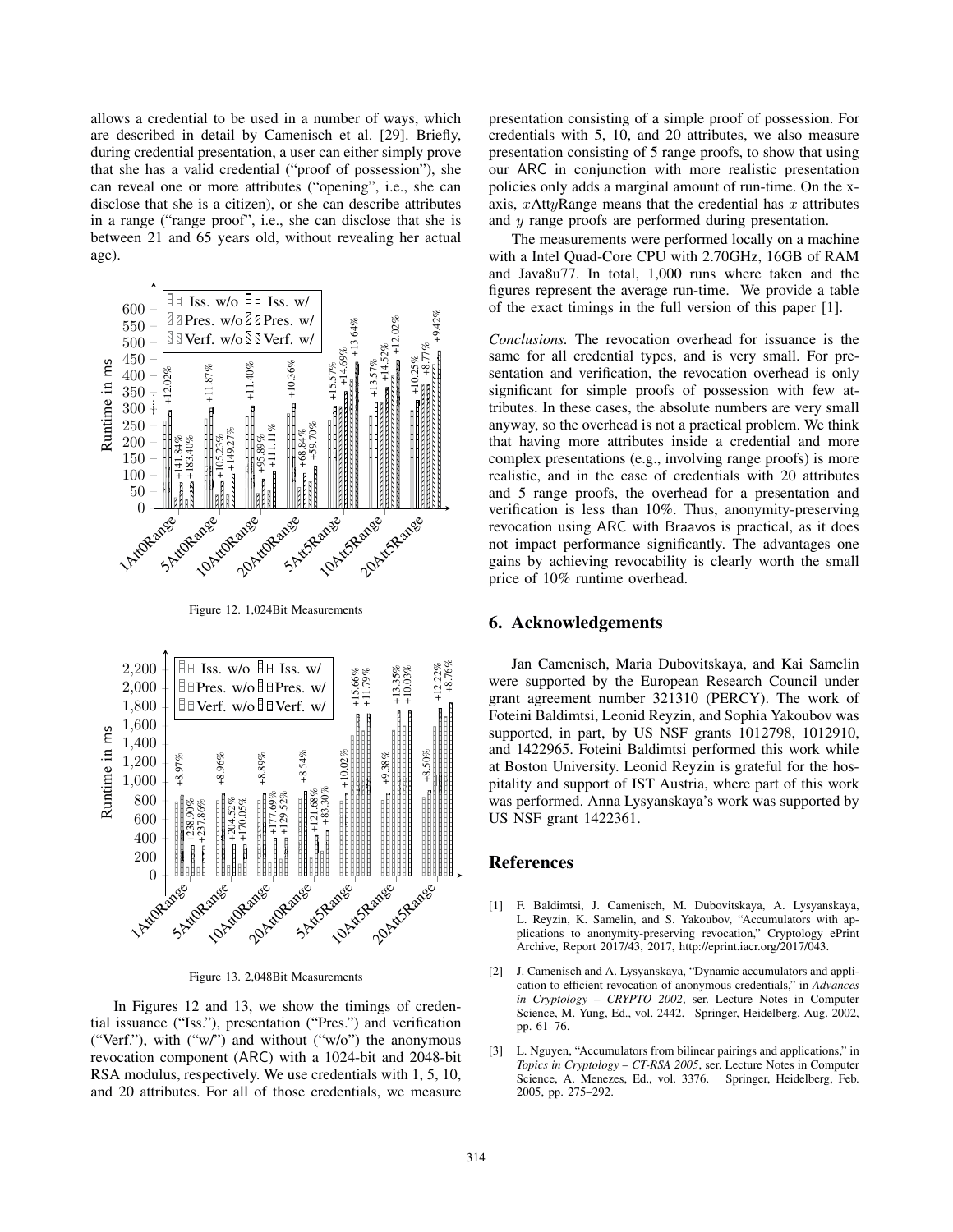allows a credential to be used in a number of ways, which are described in detail by Camenisch et al. [29]. Briefly, during credential presentation, a user can either simply prove that she has a valid credential ("proof of possession"), she can reveal one or more attributes ("opening", i.e., she can disclose that she is a citizen), or she can describe attributes in a range ("range proof", i.e., she can disclose that she is between 21 and 65 years old, without revealing her actual age).

Figure 12. 1,024Bit Measurements

Figure 13. 2,048Bit Measurements

In Figures 12 and 13, we show the timings of credential issuance ("Iss."), presentation ("Pres.") and verification ("Verf."), with ("w/") and without ("w/o") the anonymous revocation component (ARC) with a 1024-bit and 2048-bit RSA modulus, respectively. We use credentials with 1, 5, 10, and 20 attributes. For all of those credentials, we measure presentation consisting of a simple proof of possession. For credentials with 5, 10, and 20 attributes, we also measure presentation consisting of 5 range proofs, to show that using our ARC in conjunction with more realistic presentation policies only adds a marginal amount of run-time. On the x-axis, $x$Att$y$Range means that the credential has $x$ attributes and $y$ range proofs are performed during presentation.

The measurements were performed locally on a machine with a Intel Quad-Core CPU with 2.70GHz, 16GB of RAM and Java8u77. In total, 1,000 runs where taken and the figures represent the average run-time. We provide a table of the exact timings in the full version of this paper [1].

*Conclusions.* The revocation overhead for issuance is the same for all credential types, and is very small. For presentation and verification, the revocation overhead is only significant for simple proofs of possession with few attributes. In these cases, the absolute numbers are very small anyway, so the overhead is not a practical problem. We think that having more attributes inside a credential and more complex presentations (e.g., involving range proofs) is more realistic, and in the case of credentials with 20 attributes and 5 range proofs, the overhead for a presentation and verification is less than 10%. Thus, anonymity-preserving revocation using ARC with Braavos is practical, as it does not impact performance significantly. The advantages one gains by achieving revocability is clearly worth the small price of 10% runtime overhead.

## 6. Acknowledgements

Jan Camenisch, Maria Dubovitskaya, and Kai Samelin were supported by the European Research Council under grant agreement number 321310 (PERCY). The work of Foteini Baldimtsi, Leonid Reyzin, and Sophia Yakoubov was supported, in part, by US NSF grants 1012798, 1012910, and 1422965. Foteini Baldimtsi performed this work while at Boston University. Leonid Reyzin is grateful for the hospitality and support of IST Austria, where part of this work was performed. Anna Lysyanskaya's work was supported by US NSF grant 1422361.

## References

[1] F. Baldimtsi, J. Camenisch, M. Dubovitskaya, A. Lysyanskaya, L. Reyzin, K. Samelin, and S. Yakoubov, "Accumulators with applications to anonymity-preserving revocation," Cryptology ePrint Archive, Report 2017/43, 2017, http://eprint.iacr.org/2017/043.

[2] J. Camenisch and A. Lysyanskaya, "Dynamic accumulators and application to efficient revocation of anonymous credentials," in *Advances in Cryptology – CRYPTO 2002*, ser. Lecture Notes in Computer Science, M. Yung, Ed., vol. 2442. Springer, Heidelberg, Aug. 2002, pp. 61–76.

[3] L. Nguyen, "Accumulators from bilinear pairings and applications," in *Topics in Cryptology – CT-RSA 2005*, ser. Lecture Notes in Computer Science, A. Menezes, Ed., vol. 3376. Springer, Heidelberg, Feb. 2005, pp. 275–292.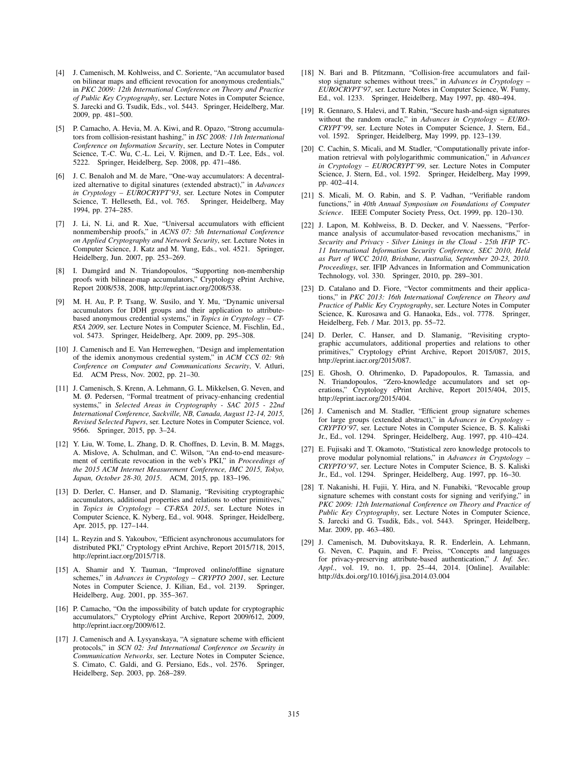[4] J. Camenisch, M. Kohlweiss, and C. Soriente, "An accumulator based on bilinear maps and efficient revocation for anonymous credentials," in *PKC 2009: 12th International Conference on Theory and Practice of Public Key Cryptography*, ser. Lecture Notes in Computer Science, S. Jarecki and G. Tsudik, Eds., vol. 5443. Springer, Heidelberg, Mar. 2009, pp. 481–500.

[5] P. Camacho, A. Hevia, M. A. Kiwi, and R. Opazo, "Strong accumulators from collision-resistant hashing," in *ISC 2008: 11th International Conference on Information Security*, ser. Lecture Notes in Computer Science, T.-C. Wu, C.-L. Lei, V. Rijmen, and D.-T. Lee, Eds., vol. 5222. Springer, Heidelberg, Sep. 2008, pp. 471–486.

[6] J. C. Benaloh and M. de Mare, "One-way accumulators: A decentralized alternative to digital sinatures (extended abstract)," in *Advances in Cryptology – EUROCRYPT'93*, ser. Lecture Notes in Computer Science, T. Helleseth, Ed., vol. 765. Springer, Heidelberg, May 1994, pp. 274–285.

[7] J. Li, N. Li, and R. Xue, "Universal accumulators with efficient nonmembership proofs," in *ACNS 07: 5th International Conference on Applied Cryptography and Network Security*, ser. Lecture Notes in Computer Science, J. Katz and M. Yung, Eds., vol. 4521. Springer, Heidelberg, Jun. 2007, pp. 253–269.

[8] I. Damgård and N. Triandopoulos, "Supporting non-membership proofs with bilinear-map accumulators," Cryptology ePrint Archive, Report 2008/538, 2008, http://eprint.iacr.org/2008/538.

[9] M. H. Au, P. P. Tsang, W. Susilo, and Y. Mu, "Dynamic universal accumulators for DDH groups and their application to attribute-based anonymous credential systems," in *Topics in Cryptology – CT-RSA 2009*, ser. Lecture Notes in Computer Science, M. Fischlin, Ed., vol. 5473. Springer, Heidelberg, Apr. 2009, pp. 295–308.

[10] J. Camenisch and E. Van Herreweghen, "Design and implementation of the idemix anonymous credential system," in *ACM CCS 02: 9th Conference on Computer and Communications Security*, V. Atluri, Ed. ACM Press, Nov. 2002, pp. 21–30.

[11] J. Camenisch, S. Krenn, A. Lehmann, G. L. Mikkelsen, G. Neven, and M. Ø. Pedersen, "Formal treatment of privacy-enhancing credential systems," in *Selected Areas in Cryptography - SAC 2015 - 22nd International Conference, Sackville, NB, Canada, August 12-14, 2015, Revised Selected Papers*, ser. Lecture Notes in Computer Science, vol. 9566. Springer, 2015, pp. 3–24.

[12] Y. Liu, W. Tome, L. Zhang, D. R. Choffnes, D. Levin, B. M. Maggs, A. Mislove, A. Schulman, and C. Wilson, "An end-to-end measurement of certificate revocation in the web's PKI," in *Proceedings of the 2015 ACM Internet Measurement Conference, IMC 2015, Tokyo, Japan, October 28-30, 2015*. ACM, 2015, pp. 183–196.

[13] D. Derler, C. Hanser, and D. Slamanig, "Revisiting cryptographic accumulators, additional properties and relations to other primitives," in *Topics in Cryptology – CT-RSA 2015*, ser. Lecture Notes in Computer Science, K. Nyberg, Ed., vol. 9048. Springer, Heidelberg, Apr. 2015, pp. 127–144.

[14] L. Reyzin and S. Yakoubov, "Efficient asynchronous accumulators for distributed PKI," Cryptology ePrint Archive, Report 2015/718, 2015, http://eprint.iacr.org/2015/718.

[15] A. Shamir and Y. Tauman, "Improved online/offline signature schemes," in *Advances in Cryptology – CRYPTO 2001*, ser. Lecture Notes in Computer Science, J. Kilian, Ed., vol. 2139. Springer, Heidelberg, Aug. 2001, pp. 355–367.

[16] P. Camacho, "On the impossibility of batch update for cryptographic accumulators," Cryptology ePrint Archive, Report 2009/612, 2009, http://eprint.iacr.org/2009/612.

[17] J. Camenisch and A. Lysyanskaya, "A signature scheme with efficient protocols," in *SCN 02: 3rd International Conference on Security in Communication Networks*, ser. Lecture Notes in Computer Science, S. Cimato, C. Galdi, and G. Persiano, Eds., vol. 2576. Springer, Heidelberg, Sep. 2003, pp. 268–289.

[18] N. Bari and B. Pfitzmann, "Collision-free accumulators and fail-stop signature schemes without trees," in *Advances in Cryptology – EUROCRYPT'97*, ser. Lecture Notes in Computer Science, W. Fumy, Ed., vol. 1233. Springer, Heidelberg, May 1997, pp. 480–494.

[19] R. Gennaro, S. Halevi, and T. Rabin, "Secure hash-and-sign signatures without the random oracle," in *Advances in Cryptology – EUROCRYPT'99*, ser. Lecture Notes in Computer Science, J. Stern, Ed., vol. 1592. Springer, Heidelberg, May 1999, pp. 123–139.

[20] C. Cachin, S. Micali, and M. Stadler, "Computationally private information retrieval with polylogarithmic communication," in *Advances in Cryptology – EUROCRYPT'99*, ser. Lecture Notes in Computer Science, J. Stern, Ed., vol. 1592. Springer, Heidelberg, May 1999, pp. 402–414.

[21] S. Micali, M. O. Rabin, and S. P. Vadhan, "Verifiable random functions," in *40th Annual Symposium on Foundations of Computer Science*. IEEE Computer Society Press, Oct. 1999, pp. 120–130.

[22] J. Lapon, M. Kohlweiss, B. D. Decker, and V. Naessens, "Performance analysis of accumulator-based revocation mechanisms," in *Security and Privacy - Silver Linings in the Cloud - 25th IFIP TC-11 International Information Security Conference, SEC 2010, Held as Part of WCC 2010, Brisbane, Australia, September 20-23, 2010. Proceedings*, ser. IFIP Advances in Information and Communication Technology, vol. 330. Springer, 2010, pp. 289–301.

[23] D. Catalano and D. Fiore, "Vector commitments and their applications," in *PKC 2013: 16th International Conference on Theory and Practice of Public Key Cryptography*, ser. Lecture Notes in Computer Science, K. Kurosawa and G. Hanaoka, Eds., vol. 7778. Springer, Heidelberg, Feb. / Mar. 2013, pp. 55–72.

[24] D. Derler, C. Hanser, and D. Slamanig, "Revisiting cryptographic accumulators, additional properties and relations to other primitives," Cryptology ePrint Archive, Report 2015/087, 2015, http://eprint.iacr.org/2015/087.

[25] E. Ghosh, O. Ohrimenko, D. Papadopoulos, R. Tamassia, and N. Triandopoulos, "Zero-knowledge accumulators and set operations," Cryptology ePrint Archive, Report 2015/404, 2015, http://eprint.iacr.org/2015/404.

[26] J. Camenisch and M. Stadler, "Efficient group signature schemes for large groups (extended abstract)," in *Advances in Cryptology – CRYPTO'97*, ser. Lecture Notes in Computer Science, B. S. Kaliski Jr., Ed., vol. 1294. Springer, Heidelberg, Aug. 1997, pp. 410–424.

[27] E. Fujisaki and T. Okamoto, "Statistical zero knowledge protocols to prove modular polynomial relations," in *Advances in Cryptology – CRYPTO'97*, ser. Lecture Notes in Computer Science, B. S. Kaliski Jr., Ed., vol. 1294. Springer, Heidelberg, Aug. 1997, pp. 16–30.

[28] T. Nakanishi, H. Fujii, Y. Hira, and N. Funabiki, "Revocable group signature schemes with constant costs for signing and verifying," in *PKC 2009: 12th International Conference on Theory and Practice of Public Key Cryptography*, ser. Lecture Notes in Computer Science, S. Jarecki and G. Tsudik, Eds., vol. 5443. Springer, Heidelberg, Mar. 2009, pp. 463–480.

[29] J. Camenisch, M. Dubovitskaya, R. R. Enderlein, A. Lehmann, G. Neven, C. Paquin, and F. Preiss, "Concepts and languages for privacy-preserving attribute-based authentication," *J. Inf. Sec. Appl.*, vol. 19, no. 1, pp. 25–44, 2014. [Online]. Available: http://dx.doi.org/10.1016/j.jisa.2014.03.004